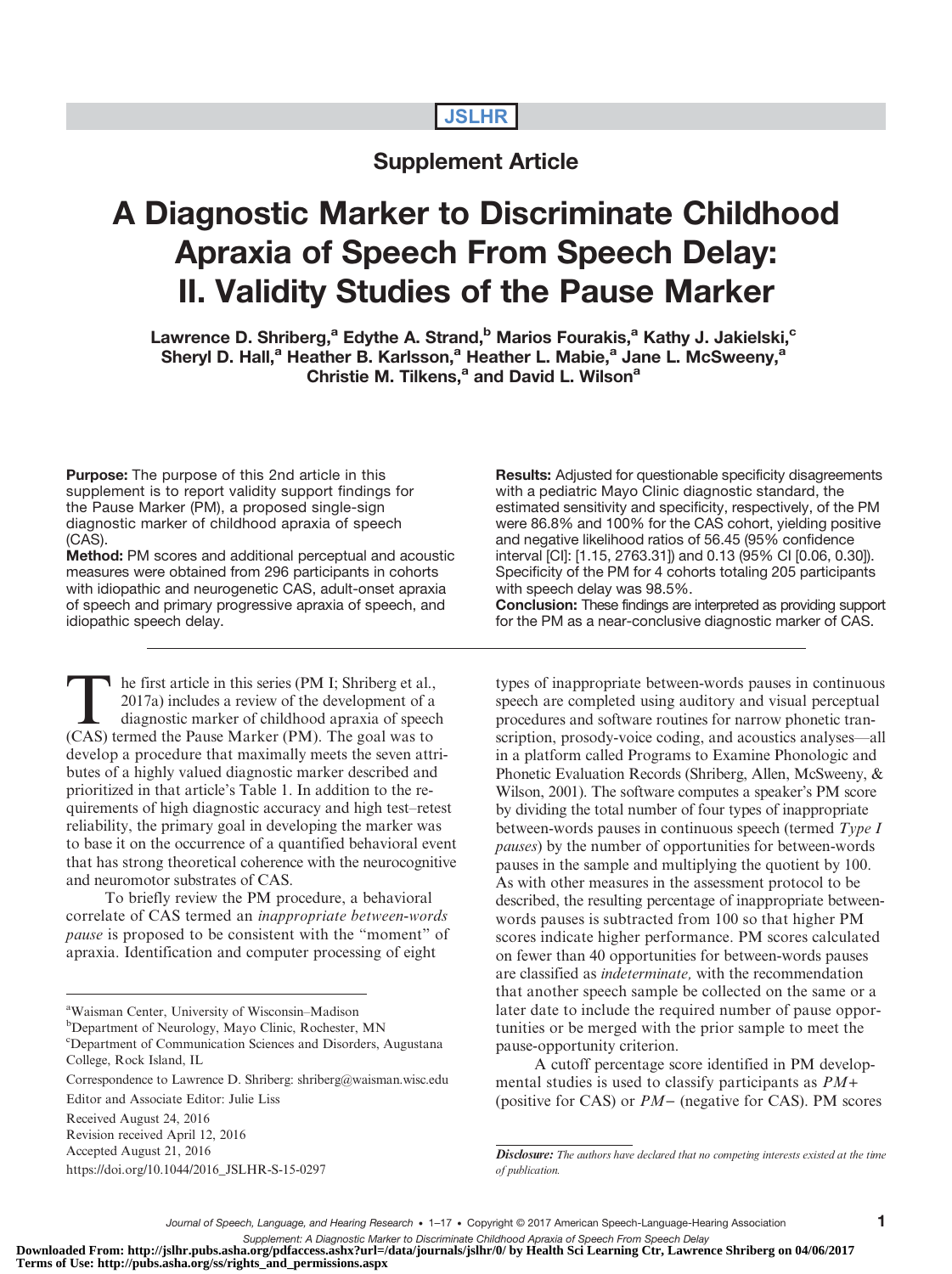JSLHR

**Supplement Article**

# A Diagnostic Marker to Discriminate Childhood Apraxia of Speech From Speech Delay: II. Validity Studies of the Pause Marker

**Lawrence D. Shriberg,[a] Edythe A. Strand,[b] Marios Fourakis,[a] Kathy J. Jakielski,[c] Sheryl D. Hall,[a] Heather B. Karlsson,[a] Heather L. Mabie,[a] Jane L. McSweeny,[a] Christie M. Tilkens,[a] and David L. Wilson[a]**

**Purpose:** The purpose of this 2nd article in this supplement is to report validity support findings for the Pause Marker (PM), a proposed single-sign diagnostic marker of childhood apraxia of speech (CAS).

**Method:** PM scores and additional perceptual and acoustic measures were obtained from 296 participants in cohorts with idiopathic and neurogenetic CAS, adult-onset apraxia of speech and primary progressive apraxia of speech, and idiopathic speech delay.

**Results:** Adjusted for questionable specificity disagreements with a pediatric Mayo Clinic diagnostic standard, the estimated sensitivity and specificity, respectively, of the PM were 86.8% and 100% for the CAS cohort, yielding positive and negative likelihood ratios of 56.45 (95% confidence interval [CI]: [1.15, 2763.31]) and 0.13 (95% CI [0.06, 0.30]). Specificity of the PM for 4 cohorts totaling 205 participants with speech delay was 98.5%.

**Conclusion:** These findings are interpreted as providing support for the PM as a near-conclusive diagnostic marker of CAS.

The first article in this series (PM I; Shriberg et al., 2017a) includes a review of the development of a diagnostic marker of childhood apraxia of speech (CAS) termed the Pause Marker (PM). The goal was to develop a procedure that maximally meets the seven attributes of a highly valued diagnostic marker described and prioritized in that article's Table 1. In addition to the requirements of high diagnostic accuracy and high test–retest reliability, the primary goal in developing the marker was to base it on the occurrence of a quantified behavioral event that has strong theoretical coherence with the neurocognitive and neuromotor substrates of CAS.

To briefly review the PM procedure, a behavioral correlate of CAS termed an *inappropriate between-words pause* is proposed to be consistent with the "moment" of apraxia. Identification and computer processing of eight types of inappropriate between-words pauses in continuous speech are completed using auditory and visual perceptual procedures and software routines for narrow phonetic transcription, prosody-voice coding, and acoustics analyses—all in a platform called Programs to Examine Phonologic and Phonetic Evaluation Records (Shriberg, Allen, McSweeny, & Wilson, 2001). The software computes a speaker's PM score by dividing the total number of four types of inappropriate between-words pauses in continuous speech (termed *Type I pauses*) by the number of opportunities for between-words pauses in the sample and multiplying the quotient by 100. As with other measures in the assessment protocol to be described, the resulting percentage of inappropriate between-words pauses is subtracted from 100 so that higher PM scores indicate higher performance. PM scores calculated on fewer than 40 opportunities for between-words pauses are classified as *indeterminate,* with the recommendation that another speech sample be collected on the same or a later date to include the required number of pause opportunities or be merged with the prior sample to meet the pause-opportunity criterion.

A cutoff percentage score identified in PM developmental studies is used to classify participants as *PM+* (positive for CAS) or *PM−* (negative for CAS). PM scores

[a]Waisman Center, University of Wisconsin–Madison
[b]Department of Neurology, Mayo Clinic, Rochester, MN
[c]Department of Communication Sciences and Disorders, Augustana College, Rock Island, IL

Correspondence to Lawrence D. Shriberg: shriberg@waisman.wisc.edu

Editor and Associate Editor: Julie Liss

Received August 24, 2016
Revision received April 12, 2016
Accepted August 21, 2016
https://doi.org/10.1044/2016_JSLHR-S-15-0297

*Disclosure: The authors have declared that no competing interests existed at the time of publication.*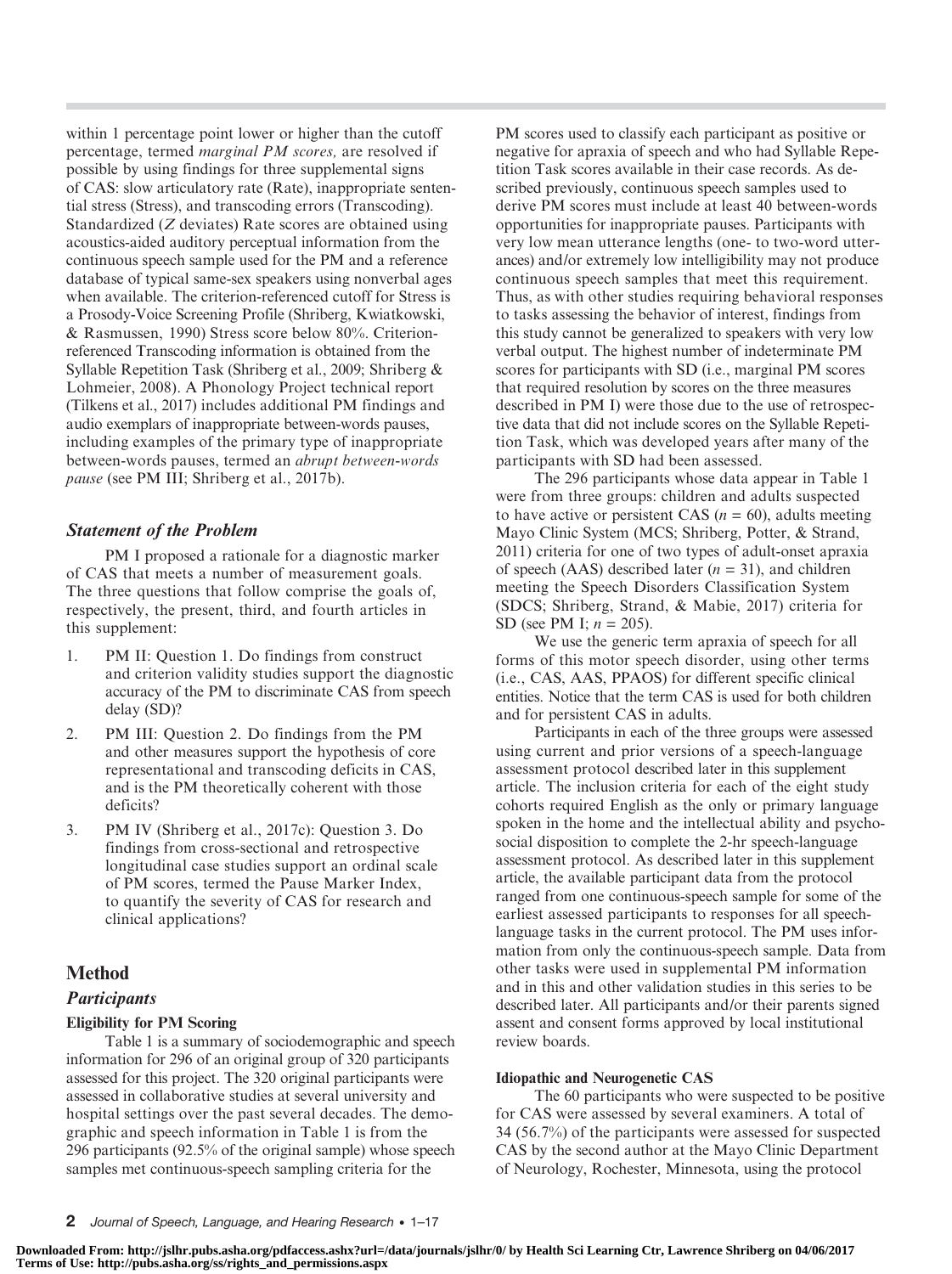within 1 percentage point lower or higher than the cutoff percentage, termed *marginal PM scores,* are resolved if possible by using findings for three supplemental signs of CAS: slow articulatory rate (Rate), inappropriate sentential stress (Stress), and transcoding errors (Transcoding). Standardized ($Z$ deviates) Rate scores are obtained using acoustics-aided auditory perceptual information from the continuous speech sample used for the PM and a reference database of typical same-sex speakers using nonverbal ages when available. The criterion-referenced cutoff for Stress is a Prosody-Voice Screening Profile (Shriberg, Kwiatkowski, & Rasmussen, 1990) Stress score below 80%. Criterion-referenced Transcoding information is obtained from the Syllable Repetition Task (Shriberg et al., 2009; Shriberg & Lohmeier, 2008). A Phonology Project technical report (Tilkens et al., 2017) includes additional PM findings and audio exemplars of inappropriate between-words pauses, including examples of the primary type of inappropriate between-words pauses, termed an *abrupt between-words pause* (see PM III; Shriberg et al., 2017b).

### *Statement of the Problem*

PM I proposed a rationale for a diagnostic marker of CAS that meets a number of measurement goals. The three questions that follow comprise the goals of, respectively, the present, third, and fourth articles in this supplement:

1. PM II: Question 1. Do findings from construct and criterion validity studies support the diagnostic accuracy of the PM to discriminate CAS from speech delay (SD)?
2. PM III: Question 2. Do findings from the PM and other measures support the hypothesis of core representational and transcoding deficits in CAS, and is the PM theoretically coherent with those deficits?
3. PM IV (Shriberg et al., 2017c): Question 3. Do findings from cross-sectional and retrospective longitudinal case studies support an ordinal scale of PM scores, termed the Pause Marker Index, to quantify the severity of CAS for research and clinical applications?

## Method

### *Participants*

#### Eligibility for PM Scoring

Table 1 is a summary of sociodemographic and speech information for 296 of an original group of 320 participants assessed for this project. The 320 original participants were assessed in collaborative studies at several university and hospital settings over the past several decades. The demographic and speech information in Table 1 is from the 296 participants (92.5% of the original sample) whose speech samples met continuous-speech sampling criteria for the PM scores used to classify each participant as positive or negative for apraxia of speech and who had Syllable Repetition Task scores available in their case records. As described previously, continuous speech samples used to derive PM scores must include at least 40 between-words opportunities for inappropriate pauses. Participants with very low mean utterance lengths (one- to two-word utterances) and/or extremely low intelligibility may not produce continuous speech samples that meet this requirement. Thus, as with other studies requiring behavioral responses to tasks assessing the behavior of interest, findings from this study cannot be generalized to speakers with very low verbal output. The highest number of indeterminate PM scores for participants with SD (i.e., marginal PM scores that required resolution by scores on the three measures described in PM I) were those due to the use of retrospective data that did not include scores on the Syllable Repetition Task, which was developed years after many of the participants with SD had been assessed.

The 296 participants whose data appear in Table 1 were from three groups: children and adults suspected to have active or persistent CAS ($n$ = 60), adults meeting Mayo Clinic System (MCS; Shriberg, Potter, & Strand, 2011) criteria for one of two types of adult-onset apraxia of speech (AAS) described later ($n$ = 31), and children meeting the Speech Disorders Classification System (SDCS; Shriberg, Strand, & Mabie, 2017) criteria for SD (see PM I; $n$ = 205).

We use the generic term apraxia of speech for all forms of this motor speech disorder, using other terms (i.e., CAS, AAS, PPAOS) for different specific clinical entities. Notice that the term CAS is used for both children and for persistent CAS in adults.

Participants in each of the three groups were assessed using current and prior versions of a speech-language assessment protocol described later in this supplement article. The inclusion criteria for each of the eight study cohorts required English as the only or primary language spoken in the home and the intellectual ability and psychosocial disposition to complete the 2-hr speech-language assessment protocol. As described later in this supplement article, the available participant data from the protocol ranged from one continuous-speech sample for some of the earliest assessed participants to responses for all speech-language tasks in the current protocol. The PM uses information from only the continuous-speech sample. Data from other tasks were used in supplemental PM information and in this and other validation studies in this series to be described later. All participants and/or their parents signed assent and consent forms approved by local institutional review boards.

#### Idiopathic and Neurogenetic CAS

The 60 participants who were suspected to be positive for CAS were assessed by several examiners. A total of 34 (56.7%) of the participants were assessed for suspected CAS by the second author at the Mayo Clinic Department of Neurology, Rochester, Minnesota, using the protocol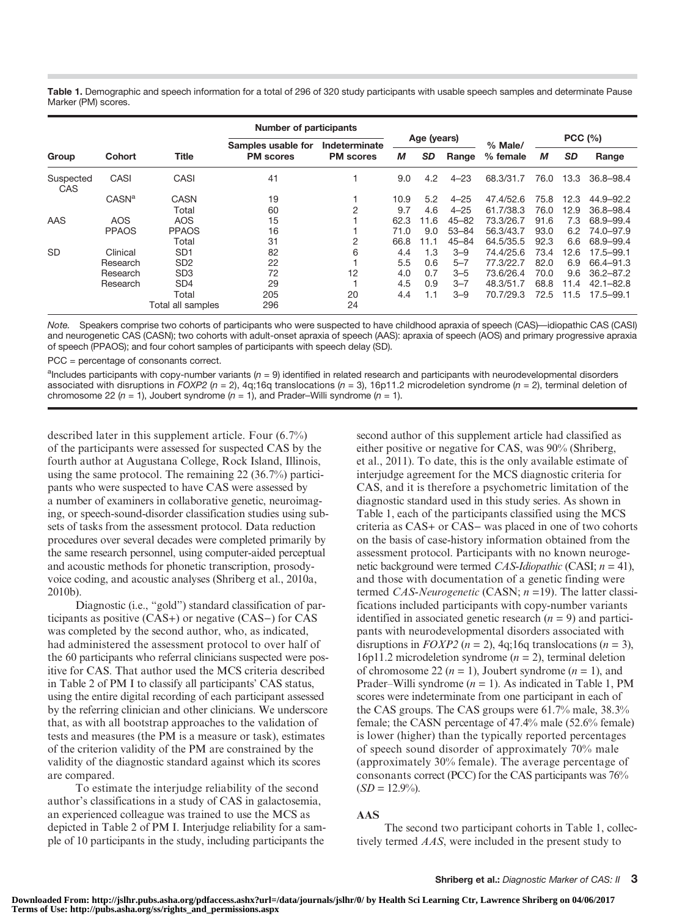**Table 1.** Demographic and speech information for a total of 296 of 320 study participants with usable speech samples and determinate Pause Marker (PM) scores.

| Group | Cohort | Title | Number of participants | | Age (years) | | | % Male/ | PCC (%) | | |
|---|---|---|---|---|---|---|---|---|---|---|---|
| | | | Samples usable for PM scores | Indeterminate PM scores | *M* | *SD* | Range | % female | *M* | *SD* | Range |
| Suspected CAS | CASI | CASI | 41 | 1 | 9.0 | 4.2 | 4–23 | 68.3/31.7 | 76.0 | 13.3 | 36.8–98.4 |
| | CASN[a] | CASN | 19 | 1 | 10.9 | 5.2 | 4–25 | 47.4/52.6 | 75.8 | 12.3 | 44.9–92.2 |
| | | Total | 60 | 2 | 9.7 | 4.6 | 4–25 | 61.7/38.3 | 76.0 | 12.9 | 36.8–98.4 |
| AAS | AOS | AOS | 15 | 1 | 62.3 | 11.6 | 45–82 | 73.3/26.7 | 91.6 | 7.3 | 68.9–99.4 |
| | PPAOS | PPAOS | 16 | 1 | 71.0 | 9.0 | 53–84 | 56.3/43.7 | 93.0 | 6.2 | 74.0–97.9 |
| | | Total | 31 | 2 | 66.8 | 11.1 | 45–84 | 64.5/35.5 | 92.3 | 6.6 | 68.9–99.4 |
| SD | Clinical | SD1 | 82 | 6 | 4.4 | 1.3 | 3–9 | 74.4/25.6 | 73.4 | 12.6 | 17.5–99.1 |
| | Research | SD2 | 22 | 1 | 5.5 | 0.6 | 5–7 | 77.3/22.7 | 82.0 | 6.9 | 66.4–91.3 |
| | Research | SD3 | 72 | 12 | 4.0 | 0.7 | 3–5 | 73.6/26.4 | 70.0 | 9.6 | 36.2–87.2 |
| | Research | SD4 | 29 | 1 | 4.5 | 0.9 | 3–7 | 48.3/51.7 | 68.8 | 11.4 | 42.1–82.8 |
| | | Total | 205 | 20 | 4.4 | 1.1 | 3–9 | 70.7/29.3 | 72.5 | 11.5 | 17.5–99.1 |
| | | Total all samples | 296 | 24 | | | | | | | |

*Note.* Speakers comprise two cohorts of participants who were suspected to have childhood apraxia of speech (CAS)—idiopathic CAS (CASI) and neurogenetic CAS (CASN); two cohorts with adult-onset apraxia of speech (AAS): apraxia of speech (AOS) and primary progressive apraxia of speech (PPAOS); and four cohort samples of participants with speech delay (SD).

PCC = percentage of consonants correct.

[a]Includes participants with copy-number variants ($n$ = 9) identified in related research and participants with neurodevelopmental disorders associated with disruptions in *FOXP2* ($n$ = 2), 4q;16q translocations ($n$ = 3), 16p11.2 microdeletion syndrome ($n$ = 2), terminal deletion of chromosome 22 ($n$ = 1), Joubert syndrome ($n$ = 1), and Prader–Willi syndrome ($n$ = 1).

described later in this supplement article. Four (6.7%) of the participants were assessed for suspected CAS by the fourth author at Augustana College, Rock Island, Illinois, using the same protocol. The remaining 22 (36.7%) participants who were suspected to have CAS were assessed by a number of examiners in collaborative genetic, neuroimaging, or speech-sound-disorder classification studies using subsets of tasks from the assessment protocol. Data reduction procedures over several decades were completed primarily by the same research personnel, using computer-aided perceptual and acoustic methods for phonetic transcription, prosody-voice coding, and acoustic analyses (Shriberg et al., 2010a, 2010b).

Diagnostic (i.e., "gold") standard classification of participants as positive (CAS+) or negative (CAS−) for CAS was completed by the second author, who, as indicated, had administered the assessment protocol to over half of the 60 participants who referral clinicians suspected were positive for CAS. That author used the MCS criteria described in Table 2 of PM I to classify all participants' CAS status, using the entire digital recording of each participant assessed by the referring clinician and other clinicians. We underscore that, as with all bootstrap approaches to the validation of tests and measures (the PM is a measure or task), estimates of the criterion validity of the PM are constrained by the validity of the diagnostic standard against which its scores are compared.

To estimate the interjudge reliability of the second author's classifications in a study of CAS in galactosemia, an experienced colleague was trained to use the MCS as depicted in Table 2 of PM I. Interjudge reliability for a sample of 10 participants in the study, including participants the second author of this supplement article had classified as either positive or negative for CAS, was 90% (Shriberg, et al., 2011). To date, this is the only available estimate of interjudge agreement for the MCS diagnostic criteria for CAS, and it is therefore a psychometric limitation of the diagnostic standard used in this study series. As shown in Table 1, each of the participants classified using the MCS criteria as CAS+ or CAS− was placed in one of two cohorts on the basis of case-history information obtained from the assessment protocol. Participants with no known neurogenetic background were termed *CAS-Idiopathic* (CASI; $n$ = 41), and those with documentation of a genetic finding were termed *CAS-Neurogenetic* (CASN; $n$ =19). The latter classifications included participants with copy-number variants identified in associated genetic research ($n$ = 9) and participants with neurodevelopmental disorders associated with disruptions in *FOXP2* ($n$ = 2), 4q;16q translocations ($n$ = 3), 16p11.2 microdeletion syndrome ($n$ = 2), terminal deletion of chromosome 22 ($n$ = 1), Joubert syndrome ($n$ = 1), and Prader–Willi syndrome ($n$ = 1). As indicated in Table 1, PM scores were indeterminate from one participant in each of the CAS groups. The CAS groups were 61.7% male, 38.3% female; the CASN percentage of 47.4% male (52.6% female) is lower (higher) than the typically reported percentages of speech sound disorder of approximately 70% male (approximately 30% female). The average percentage of consonants correct (PCC) for the CAS participants was 76% ($SD$ = 12.9%).

### AAS

The second two participant cohorts in Table 1, collectively termed *AAS*, were included in the present study to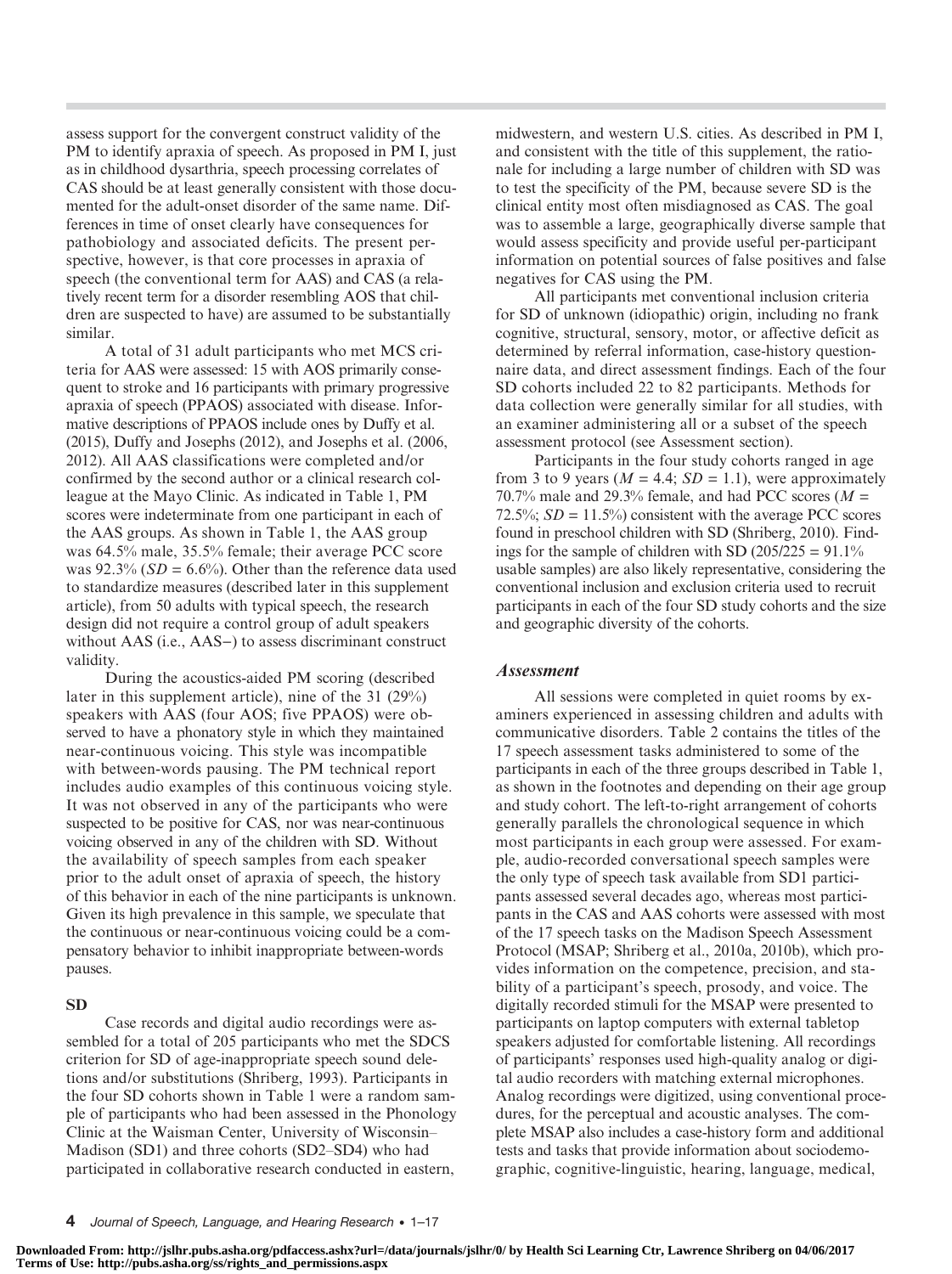assess support for the convergent construct validity of the PM to identify apraxia of speech. As proposed in PM I, just as in childhood dysarthria, speech processing correlates of CAS should be at least generally consistent with those documented for the adult-onset disorder of the same name. Differences in time of onset clearly have consequences for pathobiology and associated deficits. The present perspective, however, is that core processes in apraxia of speech (the conventional term for AAS) and CAS (a relatively recent term for a disorder resembling AOS that children are suspected to have) are assumed to be substantially similar.

A total of 31 adult participants who met MCS criteria for AAS were assessed: 15 with AOS primarily consequent to stroke and 16 participants with primary progressive apraxia of speech (PPAOS) associated with disease. Informative descriptions of PPAOS include ones by Duffy et al. (2015), Duffy and Josephs (2012), and Josephs et al. (2006, 2012). All AAS classifications were completed and/or confirmed by the second author or a clinical research colleague at the Mayo Clinic. As indicated in Table 1, PM scores were indeterminate from one participant in each of the AAS groups. As shown in Table 1, the AAS group was 64.5% male, 35.5% female; their average PCC score was 92.3% ($SD$ = 6.6%). Other than the reference data used to standardize measures (described later in this supplement article), from 50 adults with typical speech, the research design did not require a control group of adult speakers without AAS (i.e., AAS−) to assess discriminant construct validity.

During the acoustics-aided PM scoring (described later in this supplement article), nine of the 31 (29%) speakers with AAS (four AOS; five PPAOS) were observed to have a phonatory style in which they maintained near-continuous voicing. This style was incompatible with between-words pausing. The PM technical report includes audio examples of this continuous voicing style. It was not observed in any of the participants who were suspected to be positive for CAS, nor was near-continuous voicing observed in any of the children with SD. Without the availability of speech samples from each speaker prior to the adult onset of apraxia of speech, the history of this behavior in each of the nine participants is unknown. Given its high prevalence in this sample, we speculate that the continuous or near-continuous voicing could be a compensatory behavior to inhibit inappropriate between-words pauses.

#### SD

Case records and digital audio recordings were assembled for a total of 205 participants who met the SDCS criterion for SD of age-inappropriate speech sound deletions and/or substitutions (Shriberg, 1993). Participants in the four SD cohorts shown in Table 1 were a random sample of participants who had been assessed in the Phonology Clinic at the Waisman Center, University of Wisconsin–Madison (SD1) and three cohorts (SD2–SD4) who had participated in collaborative research conducted in eastern, midwestern, and western U.S. cities. As described in PM I, and consistent with the title of this supplement, the rationale for including a large number of children with SD was to test the specificity of the PM, because severe SD is the clinical entity most often misdiagnosed as CAS. The goal was to assemble a large, geographically diverse sample that would assess specificity and provide useful per-participant information on potential sources of false positives and false negatives for CAS using the PM.

All participants met conventional inclusion criteria for SD of unknown (idiopathic) origin, including no frank cognitive, structural, sensory, motor, or affective deficit as determined by referral information, case-history questionnaire data, and direct assessment findings. Each of the four SD cohorts included 22 to 82 participants. Methods for data collection were generally similar for all studies, with an examiner administering all or a subset of the speech assessment protocol (see Assessment section).

Participants in the four study cohorts ranged in age from 3 to 9 years ($M$ = 4.4; $SD$ = 1.1), were approximately 70.7% male and 29.3% female, and had PCC scores ($M$ = 72.5%; $SD$ = 11.5%) consistent with the average PCC scores found in preschool children with SD (Shriberg, 2010). Findings for the sample of children with SD (205/225 = 91.1% usable samples) are also likely representative, considering the conventional inclusion and exclusion criteria used to recruit participants in each of the four SD study cohorts and the size and geographic diversity of the cohorts.

### *Assessment*

All sessions were completed in quiet rooms by examiners experienced in assessing children and adults with communicative disorders. Table 2 contains the titles of the 17 speech assessment tasks administered to some of the participants in each of the three groups described in Table 1, as shown in the footnotes and depending on their age group and study cohort. The left-to-right arrangement of cohorts generally parallels the chronological sequence in which most participants in each group were assessed. For example, audio-recorded conversational speech samples were the only type of speech task available from SD1 participants assessed several decades ago, whereas most participants in the CAS and AAS cohorts were assessed with most of the 17 speech tasks on the Madison Speech Assessment Protocol (MSAP; Shriberg et al., 2010a, 2010b), which provides information on the competence, precision, and stability of a participant's speech, prosody, and voice. The digitally recorded stimuli for the MSAP were presented to participants on laptop computers with external tabletop speakers adjusted for comfortable listening. All recordings of participants' responses used high-quality analog or digital audio recorders with matching external microphones. Analog recordings were digitized, using conventional procedures, for the perceptual and acoustic analyses. The complete MSAP also includes a case-history form and additional tests and tasks that provide information about sociodemographic, cognitive-linguistic, hearing, language, medical,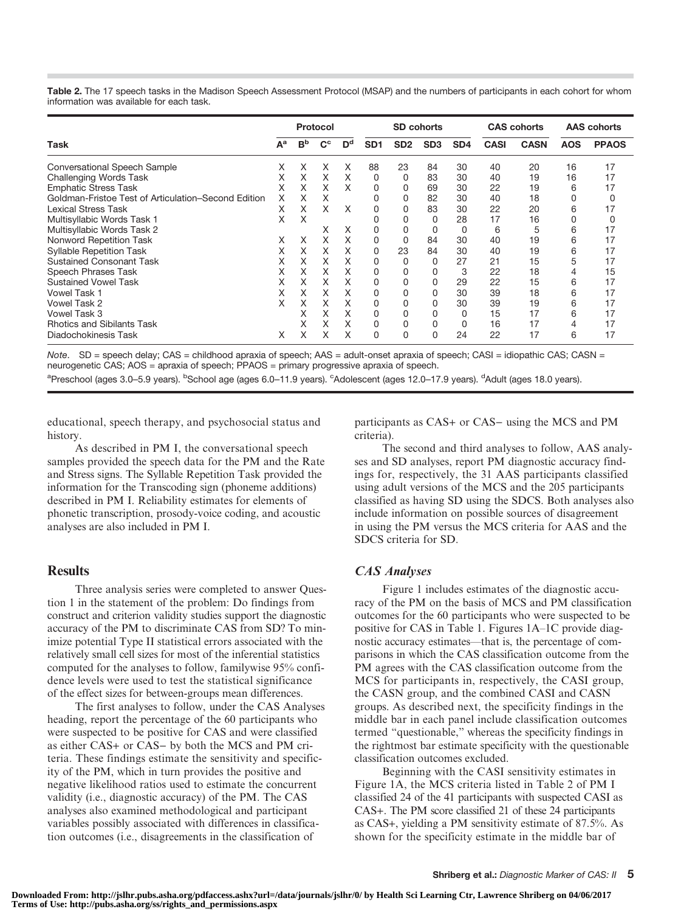**Table 2.** The 17 speech tasks in the Madison Speech Assessment Protocol (MSAP) and the numbers of participants in each cohort for whom information was available for each task.

| Task | Protocol | | | | SD cohorts | | | | CAS cohorts | | AAS cohorts | |
|---|---|---|---|---|---|---|---|---|---|---|---|---|
| | A[a] | B[b] | C[c] | D[d] | SD1 | SD2 | SD3 | SD4 | CASI | CASN | AOS | PPAOS |
| Conversational Speech Sample | X | X | X | X | 88 | 23 | 84 | 30 | 40 | 20 | 16 | 17 |
| Challenging Words Task | X | X | X | X | 0 | 0 | 83 | 30 | 40 | 19 | 16 | 17 |
| Emphatic Stress Task | X | X | X | X | 0 | 0 | 69 | 30 | 22 | 19 | 6 | 17 |
| Goldman-Fristoe Test of Articulation–Second Edition | X | X | X | | 0 | 0 | 82 | 30 | 40 | 18 | 0 | 0 |
| Lexical Stress Task | X | X | X | X | 0 | 0 | 83 | 30 | 22 | 20 | 6 | 17 |
| Multisyllabic Words Task 1 | X | X | | | 0 | 0 | 0 | 28 | 17 | 16 | 0 | 0 |
| Multisyllabic Words Task 2 | | | X | X | 0 | 0 | 0 | 0 | 6 | 5 | 6 | 17 |
| Nonword Repetition Task | X | X | X | X | 0 | 0 | 84 | 30 | 40 | 19 | 6 | 17 |
| Syllable Repetition Task | X | X | X | X | 0 | 23 | 84 | 30 | 40 | 19 | 6 | 17 |
| Sustained Consonant Task | X | X | X | X | 0 | 0 | 0 | 27 | 21 | 15 | 5 | 17 |
| Speech Phrases Task | X | X | X | X | 0 | 0 | 0 | 3 | 22 | 18 | 4 | 15 |
| Sustained Vowel Task | X | X | X | X | 0 | 0 | 0 | 29 | 22 | 15 | 6 | 17 |
| Vowel Task 1 | X | X | X | X | 0 | 0 | 0 | 30 | 39 | 18 | 6 | 17 |
| Vowel Task 2 | X | X | X | X | 0 | 0 | 0 | 30 | 39 | 19 | 6 | 17 |
| Vowel Task 3 | | X | X | X | 0 | 0 | 0 | 0 | 15 | 17 | 6 | 17 |
| Rhotics and Sibilants Task | | X | X | X | 0 | 0 | 0 | 0 | 16 | 17 | 4 | 17 |
| Diadochokinesis Task | X | X | X | X | 0 | 0 | 0 | 24 | 22 | 17 | 6 | 17 |

*Note.* SD = speech delay; CAS = childhood apraxia of speech; AAS = adult-onset apraxia of speech; CASI = idiopathic CAS; CASN = neurogenetic CAS; AOS = apraxia of speech; PPAOS = primary progressive apraxia of speech.

[a]Preschool (ages 3.0–5.9 years). [b]School age (ages 6.0–11.9 years). [c]Adolescent (ages 12.0–17.9 years). [d]Adult (ages 18.0 years).

educational, speech therapy, and psychosocial status and history.

As described in PM I, the conversational speech samples provided the speech data for the PM and the Rate and Stress signs. The Syllable Repetition Task provided the information for the Transcoding sign (phoneme additions) described in PM I. Reliability estimates for elements of phonetic transcription, prosody-voice coding, and acoustic analyses are also included in PM I.

## Results

Three analysis series were completed to answer Question 1 in the statement of the problem: Do findings from construct and criterion validity studies support the diagnostic accuracy of the PM to discriminate CAS from SD? To minimize potential Type II statistical errors associated with the relatively small cell sizes for most of the inferential statistics computed for the analyses to follow, familywise 95% confidence levels were used to test the statistical significance of the effect sizes for between-groups mean differences.

The first analyses to follow, under the CAS Analyses heading, report the percentage of the 60 participants who were suspected to be positive for CAS and were classified as either CAS+ or CAS− by both the MCS and PM criteria. These findings estimate the sensitivity and specificity of the PM, which in turn provides the positive and negative likelihood ratios used to estimate the concurrent validity (i.e., diagnostic accuracy) of the PM. The CAS analyses also examined methodological and participant variables possibly associated with differences in classification outcomes (i.e., disagreements in the classification of participants as CAS+ or CAS− using the MCS and PM criteria).

The second and third analyses to follow, AAS analyses and SD analyses, report PM diagnostic accuracy findings for, respectively, the 31 AAS participants classified using adult versions of the MCS and the 205 participants classified as having SD using the SDCS. Both analyses also include information on possible sources of disagreement in using the PM versus the MCS criteria for AAS and the SDCS criteria for SD.

### *CAS Analyses*

Figure 1 includes estimates of the diagnostic accuracy of the PM on the basis of MCS and PM classification outcomes for the 60 participants who were suspected to be positive for CAS in Table 1. Figures 1A–1C provide diagnostic accuracy estimates—that is, the percentage of comparisons in which the CAS classification outcome from the PM agrees with the CAS classification outcome from the MCS for participants in, respectively, the CASI group, the CASN group, and the combined CASI and CASN groups. As described next, the specificity findings in the middle bar in each panel include classification outcomes termed "questionable," whereas the specificity findings in the rightmost bar estimate specificity with the questionable classification outcomes excluded.

Beginning with the CASI sensitivity estimates in Figure 1A, the MCS criteria listed in Table 2 of PM I classified 24 of the 41 participants with suspected CASI as CAS+. The PM score classified 21 of these 24 participants as CAS+, yielding a PM sensitivity estimate of 87.5%. As shown for the specificity estimate in the middle bar of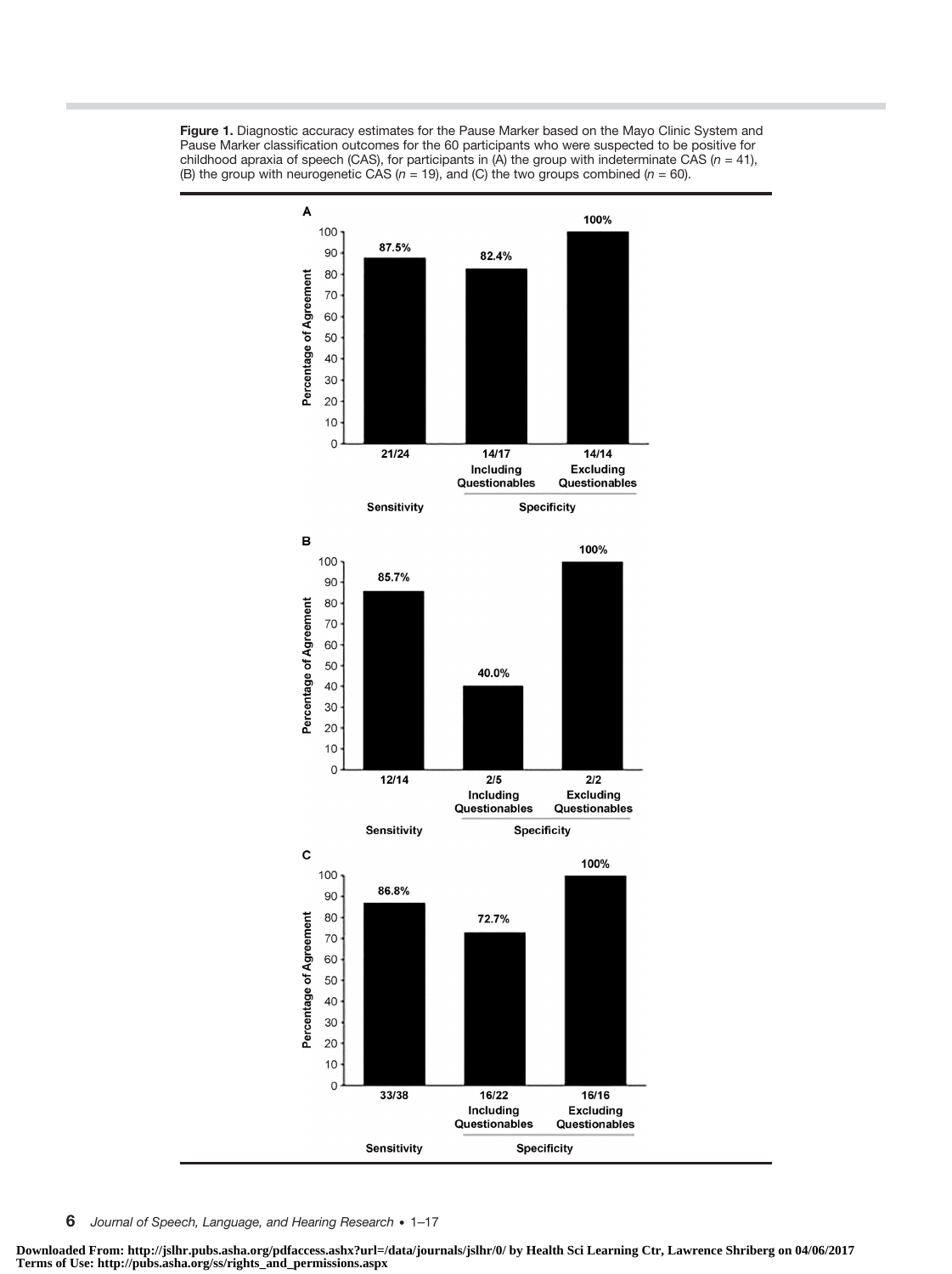**Figure 1.** Diagnostic accuracy estimates for the Pause Marker based on the Mayo Clinic System and Pause Marker classification outcomes for the 60 participants who were suspected to be positive for childhood apraxia of speech (CAS), for participants in (A) the group with indeterminate CAS ($n$ = 41), (B) the group with neurogenetic CAS ($n$ = 19), and (C) the two groups combined ($n$ = 60).

**A**

| | Sensitivity | Specificity: Including Questionables | Specificity: Excluding Questionables |
|---|---|---|---|
| Percentage of Agreement | 87.5% | 82.4% | 100% |
| Count | 21/24 | 14/17 | 14/14 |

**B**

| | Sensitivity | Specificity: Including Questionables | Specificity: Excluding Questionables |
|---|---|---|---|
| Percentage of Agreement | 85.7% | 40.0% | 100% |
| Count | 12/14 | 2/5 | 2/2 |

**C**

| | Sensitivity | Specificity: Including Questionables | Specificity: Excluding Questionables |
|---|---|---|---|
| Percentage of Agreement | 86.8% | 72.7% | 100% |
| Count | 33/38 | 16/22 | 16/16 |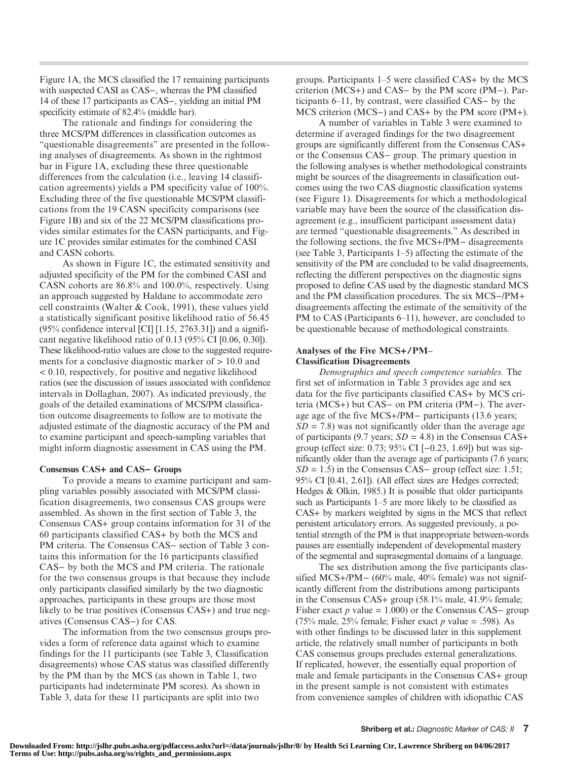Figure 1A, the MCS classified the 17 remaining participants with suspected CASI as CAS−, whereas the PM classified 14 of these 17 participants as CAS−, yielding an initial PM specificity estimate of 82.4% (middle bar).

The rationale and findings for considering the three MCS/PM differences in classification outcomes as "questionable disagreements" are presented in the following analyses of disagreements. As shown in the rightmost bar in Figure 1A, excluding these three questionable differences from the calculation (i.e., leaving 14 classification agreements) yields a PM specificity value of 100%. Excluding three of the five questionable MCS/PM classifications from the 19 CASN specificity comparisons (see Figure 1B) and six of the 22 MCS/PM classifications provides similar estimates for the CASN participants, and Figure 1C provides similar estimates for the combined CASI and CASN cohorts.

As shown in Figure 1C, the estimated sensitivity and adjusted specificity of the PM for the combined CASI and CASN cohorts are 86.8% and 100.0%, respectively. Using an approach suggested by Haldane to accommodate zero cell constraints (Walter & Cook, 1991), these values yield a statistically significant positive likelihood ratio of 56.45 (95% confidence interval [CI] [1.15, 2763.31]) and a significant negative likelihood ratio of 0.13 (95% CI [0.06, 0.30]). These likelihood-ratio values are close to the suggested requirements for a conclusive diagnostic marker of > 10.0 and < 0.10, respectively, for positive and negative likelihood ratios (see the discussion of issues associated with confidence intervals in Dollaghan, 2007). As indicated previously, the goals of the detailed examinations of MCS/PM classification outcome disagreements to follow are to motivate the adjusted estimate of the diagnostic accuracy of the PM and to examine participant and speech-sampling variables that might inform diagnostic assessment in CAS using the PM.

### Consensus CAS+ and CAS− Groups

To provide a means to examine participant and sampling variables possibly associated with MCS/PM classification disagreements, two consensus CAS groups were assembled. As shown in the first section of Table 3, the Consensus CAS+ group contains information for 31 of the 60 participants classified CAS+ by both the MCS and PM criteria. The Consensus CAS− section of Table 3 contains this information for the 16 participants classified CAS− by both the MCS and PM criteria. The rationale for the two consensus groups is that because they include only participants classified similarly by the two diagnostic approaches, participants in these groups are those most likely to be true positives (Consensus CAS+) and true negatives (Consensus CAS−) for CAS.

The information from the two consensus groups provides a form of reference data against which to examine findings for the 11 participants (see Table 3, Classification disagreements) whose CAS status was classified differently by the PM than by the MCS (as shown in Table 1, two participants had indeterminate PM scores). As shown in Table 3, data for these 11 participants are split into two groups. Participants 1–5 were classified CAS+ by the MCS criterion (MCS+) and CAS− by the PM score (PM−). Participants 6–11, by contrast, were classified CAS− by the MCS criterion (MCS−) and CAS+ by the PM score (PM+).

A number of variables in Table 3 were examined to determine if averaged findings for the two disagreement groups are significantly different from the Consensus CAS+ or the Consensus CAS− group. The primary question in the following analyses is whether methodological constraints might be sources of the disagreements in classification outcomes using the two CAS diagnostic classification systems (see Figure 1). Disagreements for which a methodological variable may have been the source of the classification disagreement (e.g., insufficient participant assessment data) are termed "questionable disagreements." As described in the following sections, the five MCS+/PM− disagreements (see Table 3, Participants 1–5) affecting the estimate of the sensitivity of the PM are concluded to be valid disagreements, reflecting the different perspectives on the diagnostic signs proposed to define CAS used by the diagnostic standard MCS and the PM classification procedures. The six MCS−/PM+ disagreements affecting the estimate of the sensitivity of the PM to CAS (Participants 6–11), however, are concluded to be questionable because of methodological constraints.

### Analyses of the Five MCS+/PM− Classification Disagreements

*Demographics and speech competence variables.* The first set of information in Table 3 provides age and sex data for the five participants classified CAS+ by MCS criteria (MCS+) but CAS− on PM criteria (PM−). The average age of the five MCS+/PM− participants (13.6 years; $SD = 7.8$) was not significantly older than the average age of participants (9.7 years; $SD = 4.8$) in the Consensus CAS+ group (effect size: 0.73; 95% CI [−0.23, 1.69]) but was significantly older than the average age of participants (7.6 years; $SD = 1.5$) in the Consensus CAS− group (effect size: 1.51; 95% CI [0.41, 2.61]). (All effect sizes are Hedges corrected; Hedges & Olkin, 1985.) It is possible that older participants such as Participants 1–5 are more likely to be classified as CAS+ by markers weighted by signs in the MCS that reflect persistent articulatory errors. As suggested previously, a potential strength of the PM is that inappropriate between-words pauses are essentially independent of developmental mastery of the segmental and suprasegmental domains of a language.

The sex distribution among the five participants classified MCS+/PM− (60% male, 40% female) was not significantly different from the distributions among participants in the Consensus CAS+ group (58.1% male, 41.9% female; Fisher exact $p$ value = 1.000) or the Consensus CAS− group (75% male, 25% female; Fisher exact $p$ value = .598). As with other findings to be discussed later in this supplement article, the relatively small number of participants in both CAS consensus groups precludes external generalizations. If replicated, however, the essentially equal proportion of male and female participants in the Consensus CAS+ group in the present sample is not consistent with estimates from convenience samples of children with idiopathic CAS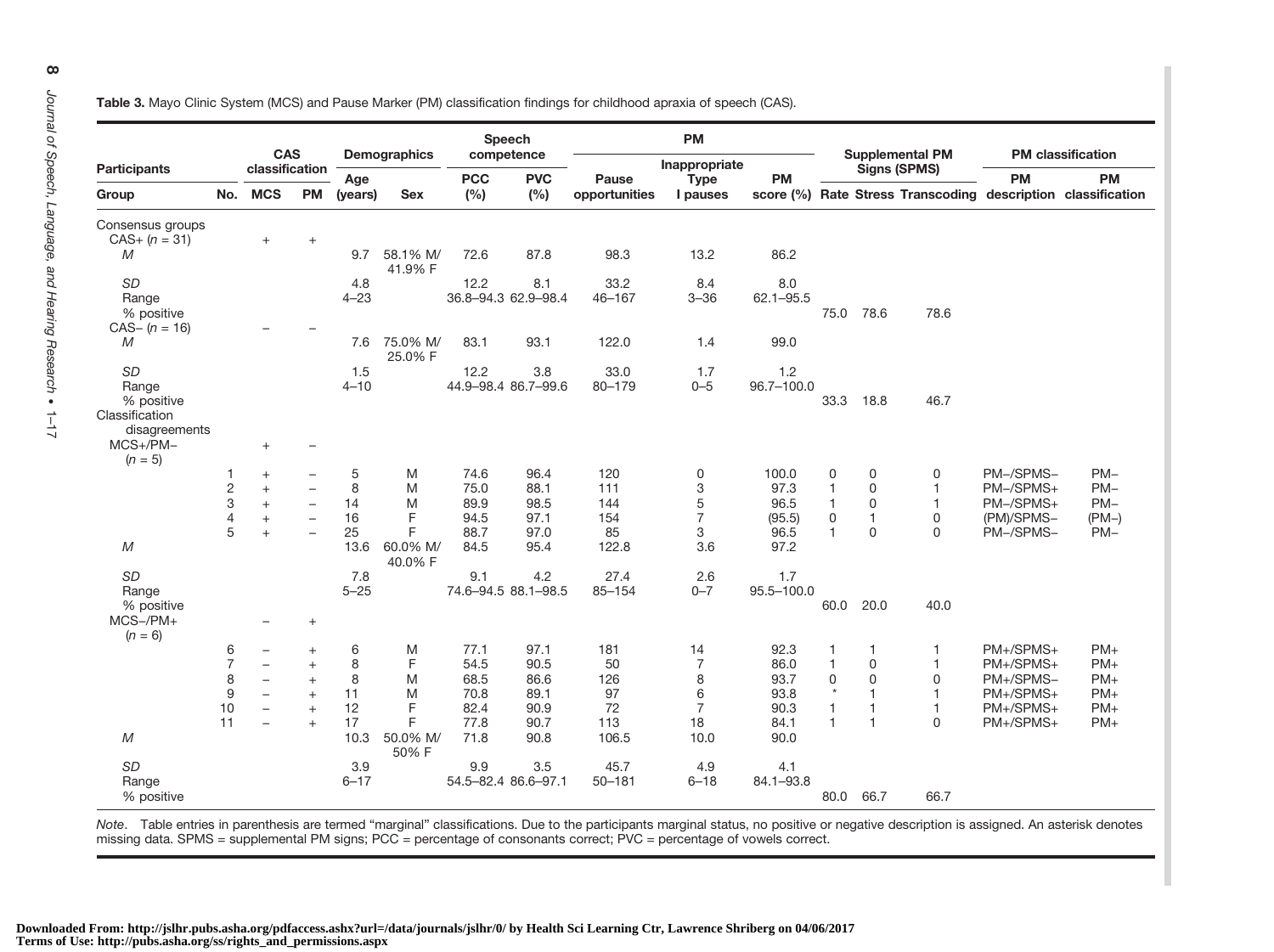**Table 3.** Mayo Clinic System (MCS) and Pause Marker (PM) classification findings for childhood apraxia of speech (CAS).

| Participants | | CAS classification | | Demographics | | Speech competence | | PM | | | Supplemental PM Signs (SPMS) | | | PM classification | |
|---|---|---|---|---|---|---|---|---|---|---|---|---|---|---|---|
| Group | No. | MCS | PM | Age (years) | Sex | PCC (%) | PVC (%) | Pause opportunities | Inappropriate Type I pauses | PM score (%) | Rate | Stress | Transcoding | PM description | PM classification |
| Consensus groups | | | | | | | | | | | | | | | |
| CAS+ (*n* = 31) | | + | + | | | | | | | | | | | | |
| *M* | | | | 9.7 | 58.1% M/ 41.9% F | 72.6 | 87.8 | 98.3 | 13.2 | 86.2 | | | | | |
| *SD* | | | | 4.8 | | 12.2 | 8.1 | 33.2 | 8.4 | 8.0 | | | | | |
| Range | | | | 4–23 | | 36.8–94.3 | 62.9–98.4 | 46–167 | 3–36 | 62.1–95.5 | | | | | |
| % positive | | | | | | | | | | | 75.0 | 78.6 | 78.6 | | |
| CAS− (*n* = 16) | | − | − | | | | | | | | | | | | |
| *M* | | | | 7.6 | 75.0% M/ 25.0% F | 83.1 | 93.1 | 122.0 | 1.4 | 99.0 | | | | | |
| *SD* | | | | 1.5 | | 12.2 | 3.8 | 33.0 | 1.7 | 1.2 | | | | | |
| Range | | | | 4–10 | | 44.9–98.4 | 86.7–99.6 | 80–179 | 0–5 | 96.7–100.0 | | | | | |
| % positive | | | | | | | | | | | 33.3 | 18.8 | 46.7 | | |
| Classification disagreements | | | | | | | | | | | | | | | |
| MCS+/PM− (*n* = 5) | | + | − | | | | | | | | | | | | |
| | 1 | + | − | 5 | M | 74.6 | 96.4 | 120 | 0 | 100.0 | 0 | 0 | 0 | PM−/SPMS− | PM− |
| | 2 | + | − | 8 | M | 75.0 | 88.1 | 111 | 3 | 97.3 | 1 | 0 | 1 | PM−/SPMS+ | PM− |
| | 3 | + | − | 14 | M | 89.9 | 98.5 | 144 | 5 | 96.5 | 1 | 0 | 1 | PM−/SPMS+ | PM− |
| | 4 | + | − | 16 | F | 94.5 | 97.1 | 154 | 7 | (95.5) | 0 | 1 | 0 | (PM)/SPMS− | (PM−) |
| | 5 | + | − | 25 | F | 88.7 | 97.0 | 85 | 3 | 96.5 | 1 | 0 | 0 | PM−/SPMS− | PM− |
| *M* | | | | 13.6 | 60.0% M/ 40.0% F | 84.5 | 95.4 | 122.8 | 3.6 | 97.2 | | | | | |
| *SD* | | | | 7.8 | | 9.1 | 4.2 | 27.4 | 2.6 | 1.7 | | | | | |
| Range | | | | 5–25 | | 74.6–94.5 | 88.1–98.5 | 85–154 | 0–7 | 95.5–100.0 | | | | | |
| % positive | | | | | | | | | | | 60.0 | 20.0 | 40.0 | | |
| MCS−/PM+ (*n* = 6) | | − | + | | | | | | | | | | | | |
| | 6 | − | + | 6 | M | 77.1 | 97.1 | 181 | 14 | 92.3 | 1 | 1 | 1 | PM+/SPMS+ | PM+ |
| | 7 | − | + | 8 | F | 54.5 | 90.5 | 50 | 7 | 86.0 | 1 | 0 | 1 | PM+/SPMS+ | PM+ |
| | 8 | − | + | 8 | M | 68.5 | 86.6 | 126 | 8 | 93.7 | 0 | 0 | 0 | PM+/SPMS− | PM+ |
| | 9 | − | + | 11 | M | 70.8 | 89.1 | 97 | 6 | 93.8 | * | 1 | 1 | PM+/SPMS+ | PM+ |
| | 10 | − | + | 12 | F | 82.4 | 90.9 | 72 | 7 | 90.3 | 1 | 1 | 1 | PM+/SPMS+ | PM+ |
| | 11 | − | + | 17 | F | 77.8 | 90.7 | 113 | 18 | 84.1 | 1 | 1 | 0 | PM+/SPMS+ | PM+ |
| *M* | | | | 10.3 | 50.0% M/ 50% F | 71.8 | 90.8 | 106.5 | 10.0 | 90.0 | | | | | |
| *SD* | | | | 3.9 | | 9.9 | 3.5 | 45.7 | 4.9 | 4.1 | | | | | |
| Range | | | | 6–17 | | 54.5–82.4 | 86.6–97.1 | 50–181 | 6–18 | 84.1–93.8 | | | | | |
| % positive | | | | | | | | | | | 80.0 | 66.7 | 66.7 | | |

*Note*. Table entries in parenthesis are termed "marginal" classifications. Due to the participants marginal status, no positive or negative description is assigned. An asterisk denotes missing data. SPMS = supplemental PM signs; PCC = percentage of consonants correct; PVC = percentage of vowels correct.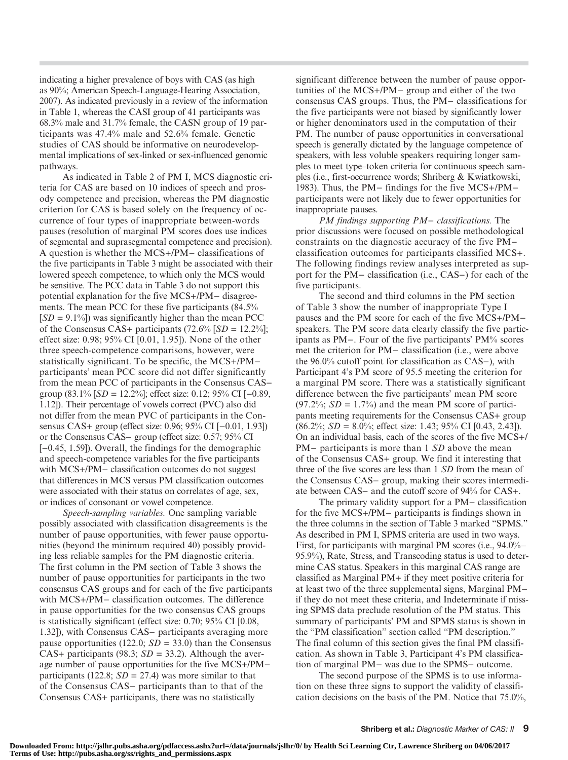indicating a higher prevalence of boys with CAS (as high as 90%; American Speech-Language-Hearing Association, 2007). As indicated previously in a review of the information in Table 1, whereas the CASI group of 41 participants was 68.3% male and 31.7% female, the CASN group of 19 participants was 47.4% male and 52.6% female. Genetic studies of CAS should be informative on neurodevelopmental implications of sex-linked or sex-influenced genomic pathways.

As indicated in Table 2 of PM I, MCS diagnostic criteria for CAS are based on 10 indices of speech and prosody competence and precision, whereas the PM diagnostic criterion for CAS is based solely on the frequency of occurrence of four types of inappropriate between-words pauses (resolution of marginal PM scores does use indices of segmental and suprasegmental competence and precision). A question is whether the MCS+/PM− classifications of the five participants in Table 3 might be associated with their lowered speech competence, to which only the MCS would be sensitive. The PCC data in Table 3 do not support this potential explanation for the five MCS+/PM− disagreements. The mean PCC for these five participants (84.5% [$SD$ = 9.1%]) was significantly higher than the mean PCC of the Consensus CAS+ participants (72.6% [$SD$ = 12.2%]; effect size: 0.98; 95% CI [0.01, 1.95]). None of the other three speech-competence comparisons, however, were statistically significant. To be specific, the MCS+/PM− participants' mean PCC score did not differ significantly from the mean PCC of participants in the Consensus CAS− group (83.1% [$SD$ = 12.2%]; effect size: 0.12; 95% CI [−0.89, 1.12]). Their percentage of vowels correct (PVC) also did not differ from the mean PVC of participants in the Consensus CAS+ group (effect size: 0.96; 95% CI [−0.01, 1.93]) or the Consensus CAS− group (effect size: 0.57; 95% CI [−0.45, 1.59]). Overall, the findings for the demographic and speech-competence variables for the five participants with MCS+/PM− classification outcomes do not suggest that differences in MCS versus PM classification outcomes were associated with their status on correlates of age, sex, or indices of consonant or vowel competence.

*Speech-sampling variables.* One sampling variable possibly associated with classification disagreements is the number of pause opportunities, with fewer pause opportunities (beyond the minimum required 40) possibly providing less reliable samples for the PM diagnostic criterion. The first column in the PM section of Table 3 shows the number of pause opportunities for participants in the two consensus CAS groups and for each of the five participants with MCS+/PM− classification outcomes. The difference in pause opportunities for the two consensus CAS groups is statistically significant (effect size: 0.70; 95% CI [0.08, 1.32]), with Consensus CAS− participants averaging more pause opportunities (122.0; $SD$ = 33.0) than the Consensus CAS+ participants (98.3; $SD$ = 33.2). Although the average number of pause opportunities for the five MCS+/PM− participants (122.8; $SD$ = 27.4) was more similar to that of the Consensus CAS− participants than to that of the Consensus CAS+ participants, there was no statistically significant difference between the number of pause opportunities of the MCS+/PM− group and either of the two consensus CAS groups. Thus, the PM− classifications for the five participants were not biased by significantly lower or higher denominators used in the computation of their PM. The number of pause opportunities in conversational speech is generally dictated by the language competence of speakers, with less voluble speakers requiring longer samples to meet type–token criteria for continuous speech samples (i.e., first-occurrence words; Shriberg & Kwiatkowski, 1983). Thus, the PM− findings for the five MCS+/PM− participants were not likely due to fewer opportunities for inappropriate pauses.

*PM findings supporting PM− classifications.* The prior discussions were focused on possible methodological constraints on the diagnostic accuracy of the five PM− classification outcomes for participants classified MCS+. The following findings review analyses interpreted as support for the PM− classification (i.e., CAS−) for each of the five participants.

The second and third columns in the PM section of Table 3 show the number of inappropriate Type I pauses and the PM score for each of the five MCS+/PM− speakers. The PM score data clearly classify the five participants as PM−. Four of the five participants' PM% scores met the criterion for PM− classification (i.e., were above the 96.0% cutoff point for classification as CAS−), with Participant 4's PM score of 95.5 meeting the criterion for a marginal PM score. There was a statistically significant difference between the five participants' mean PM score (97.2%; $SD$ = 1.7%) and the mean PM score of participants meeting requirements for the Consensus CAS+ group (86.2%; $SD$ = 8.0%; effect size: 1.43; 95% CI [0.43, 2.43]). On an individual basis, each of the scores of the five MCS+/PM− participants is more than 1 $SD$ above the mean of the Consensus CAS+ group. We find it interesting that three of the five scores are less than 1 $SD$ from the mean of the Consensus CAS− group, making their scores intermediate between CAS− and the cutoff score of 94% for CAS+.

The primary validity support for a PM− classification for the five MCS+/PM− participants is findings shown in the three columns in the section of Table 3 marked "SPMS." As described in PM I, SPMS criteria are used in two ways. First, for participants with marginal PM scores (i.e., 94.0%–95.9%), Rate, Stress, and Transcoding status is used to determine CAS status. Speakers in this marginal CAS range are classified as Marginal PM+ if they meet positive criteria for at least two of the three supplemental signs, Marginal PM− if they do not meet these criteria, and Indeterminate if missing SPMS data preclude resolution of the PM status. This summary of participants' PM and SPMS status is shown in the "PM classification" section called "PM description." The final column of this section gives the final PM classification. As shown in Table 3, Participant 4's PM classification of marginal PM− was due to the SPMS− outcome.

The second purpose of the SPMS is to use information on these three signs to support the validity of classification decisions on the basis of the PM. Notice that 75.0%,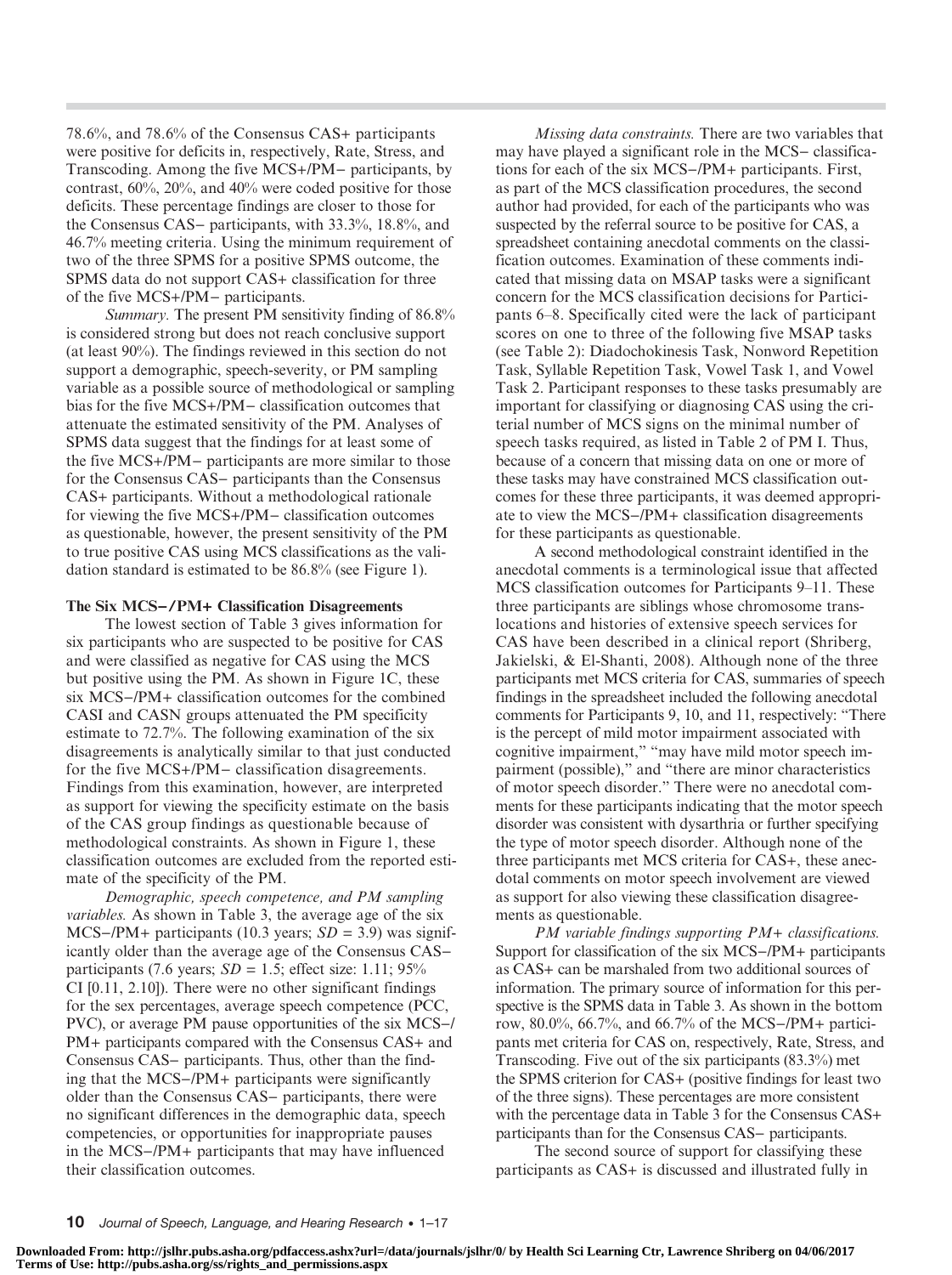78.6%, and 78.6% of the Consensus CAS+ participants were positive for deficits in, respectively, Rate, Stress, and Transcoding. Among the five MCS+/PM− participants, by contrast, 60%, 20%, and 40% were coded positive for those deficits. These percentage findings are closer to those for the Consensus CAS− participants, with 33.3%, 18.8%, and 46.7% meeting criteria. Using the minimum requirement of two of the three SPMS for a positive SPMS outcome, the SPMS data do not support CAS+ classification for three of the five MCS+/PM− participants.

*Summary.* The present PM sensitivity finding of 86.8% is considered strong but does not reach conclusive support (at least 90%). The findings reviewed in this section do not support a demographic, speech-severity, or PM sampling variable as a possible source of methodological or sampling bias for the five MCS+/PM− classification outcomes that attenuate the estimated sensitivity of the PM. Analyses of SPMS data suggest that the findings for at least some of the five MCS+/PM− participants are more similar to those for the Consensus CAS− participants than the Consensus CAS+ participants. Without a methodological rationale for viewing the five MCS+/PM− classification outcomes as questionable, however, the present sensitivity of the PM to true positive CAS using MCS classifications as the validation standard is estimated to be 86.8% (see Figure 1).

### The Six MCS−/PM+ Classification Disagreements

The lowest section of Table 3 gives information for six participants who are suspected to be positive for CAS and were classified as negative for CAS using the MCS but positive using the PM. As shown in Figure 1C, these six MCS−/PM+ classification outcomes for the combined CASI and CASN groups attenuated the PM specificity estimate to 72.7%. The following examination of the six disagreements is analytically similar to that just conducted for the five MCS+/PM− classification disagreements. Findings from this examination, however, are interpreted as support for viewing the specificity estimate on the basis of the CAS group findings as questionable because of methodological constraints. As shown in Figure 1, these classification outcomes are excluded from the reported estimate of the specificity of the PM.

*Demographic, speech competence, and PM sampling variables.* As shown in Table 3, the average age of the six MCS−/PM+ participants (10.3 years; $SD$ = 3.9) was significantly older than the average age of the Consensus CAS− participants (7.6 years; $SD$ = 1.5; effect size: 1.11; 95% CI [0.11, 2.10]). There were no other significant findings for the sex percentages, average speech competence (PCC, PVC), or average PM pause opportunities of the six MCS−/PM+ participants compared with the Consensus CAS+ and Consensus CAS− participants. Thus, other than the finding that the MCS−/PM+ participants were significantly older than the Consensus CAS− participants, there were no significant differences in the demographic data, speech competencies, or opportunities for inappropriate pauses in the MCS−/PM+ participants that may have influenced their classification outcomes.

*Missing data constraints.* There are two variables that may have played a significant role in the MCS− classifications for each of the six MCS−/PM+ participants. First, as part of the MCS classification procedures, the second author had provided, for each of the participants who was suspected by the referral source to be positive for CAS, a spreadsheet containing anecdotal comments on the classification outcomes. Examination of these comments indicated that missing data on MSAP tasks were a significant concern for the MCS classification decisions for Participants 6–8. Specifically cited were the lack of participant scores on one to three of the following five MSAP tasks (see Table 2): Diadochokinesis Task, Nonword Repetition Task, Syllable Repetition Task, Vowel Task 1, and Vowel Task 2. Participant responses to these tasks presumably are important for classifying or diagnosing CAS using the criterial number of MCS signs on the minimal number of speech tasks required, as listed in Table 2 of PM I. Thus, because of a concern that missing data on one or more of these tasks may have constrained MCS classification outcomes for these three participants, it was deemed appropriate to view the MCS−/PM+ classification disagreements for these participants as questionable.

A second methodological constraint identified in the anecdotal comments is a terminological issue that affected MCS classification outcomes for Participants 9–11. These three participants are siblings whose chromosome translocations and histories of extensive speech services for CAS have been described in a clinical report (Shriberg, Jakielski, & El-Shanti, 2008). Although none of the three participants met MCS criteria for CAS, summaries of speech findings in the spreadsheet included the following anecdotal comments for Participants 9, 10, and 11, respectively: "There is the percept of mild motor impairment associated with cognitive impairment," "may have mild motor speech impairment (possible)," and "there are minor characteristics of motor speech disorder." There were no anecdotal comments for these participants indicating that the motor speech disorder was consistent with dysarthria or further specifying the type of motor speech disorder. Although none of the three participants met MCS criteria for CAS+, these anecdotal comments on motor speech involvement are viewed as support for also viewing these classification disagreements as questionable.

*PM variable findings supporting PM+ classifications.* Support for classification of the six MCS−/PM+ participants as CAS+ can be marshaled from two additional sources of information. The primary source of information for this perspective is the SPMS data in Table 3. As shown in the bottom row, 80.0%, 66.7%, and 66.7% of the MCS−/PM+ participants met criteria for CAS on, respectively, Rate, Stress, and Transcoding. Five out of the six participants (83.3%) met the SPMS criterion for CAS+ (positive findings for least two of the three signs). These percentages are more consistent with the percentage data in Table 3 for the Consensus CAS+ participants than for the Consensus CAS− participants.

The second source of support for classifying these participants as CAS+ is discussed and illustrated fully in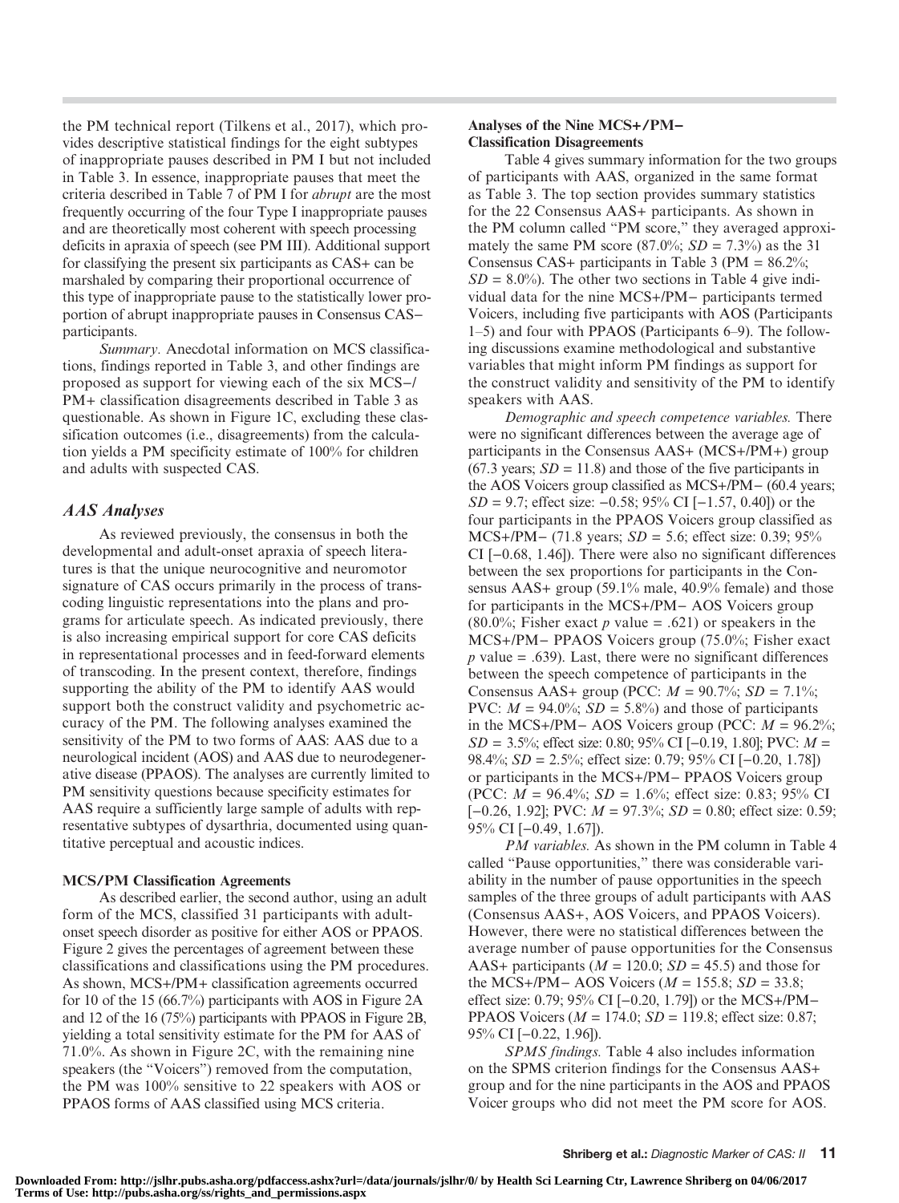the PM technical report (Tilkens et al., 2017), which provides descriptive statistical findings for the eight subtypes of inappropriate pauses described in PM I but not included in Table 3. In essence, inappropriate pauses that meet the criteria described in Table 7 of PM I for *abrupt* are the most frequently occurring of the four Type I inappropriate pauses and are theoretically most coherent with speech processing deficits in apraxia of speech (see PM III). Additional support for classifying the present six participants as CAS+ can be marshaled by comparing their proportional occurrence of this type of inappropriate pause to the statistically lower proportion of abrupt inappropriate pauses in Consensus CAS− participants.

*Summary.* Anecdotal information on MCS classifications, findings reported in Table 3, and other findings are proposed as support for viewing each of the six MCS−/PM+ classification disagreements described in Table 3 as questionable. As shown in Figure 1C, excluding these classification outcomes (i.e., disagreements) from the calculation yields a PM specificity estimate of 100% for children and adults with suspected CAS.

## AAS Analyses

As reviewed previously, the consensus in both the developmental and adult-onset apraxia of speech literatures is that the unique neurocognitive and neuromotor signature of CAS occurs primarily in the process of transcoding linguistic representations into the plans and programs for articulate speech. As indicated previously, there is also increasing empirical support for core CAS deficits in representational processes and in feed-forward elements of transcoding. In the present context, therefore, findings supporting the ability of the PM to identify AAS would support both the construct validity and psychometric accuracy of the PM. The following analyses examined the sensitivity of the PM to two forms of AAS: AAS due to a neurological incident (AOS) and AAS due to neurodegenerative disease (PPAOS). The analyses are currently limited to PM sensitivity questions because specificity estimates for AAS require a sufficiently large sample of adults with representative subtypes of dysarthria, documented using quantitative perceptual and acoustic indices.

### MCS/PM Classification Agreements

As described earlier, the second author, using an adult form of the MCS, classified 31 participants with adult-onset speech disorder as positive for either AOS or PPAOS. Figure 2 gives the percentages of agreement between these classifications and classifications using the PM procedures. As shown, MCS+/PM+ classification agreements occurred for 10 of the 15 (66.7%) participants with AOS in Figure 2A and 12 of the 16 (75%) participants with PPAOS in Figure 2B, yielding a total sensitivity estimate for the PM for AAS of 71.0%. As shown in Figure 2C, with the remaining nine speakers (the "Voicers") removed from the computation, the PM was 100% sensitive to 22 speakers with AOS or PPAOS forms of AAS classified using MCS criteria.

### Analyses of the Nine MCS+/PM− Classification Disagreements

Table 4 gives summary information for the two groups of participants with AAS, organized in the same format as Table 3. The top section provides summary statistics for the 22 Consensus AAS+ participants. As shown in the PM column called "PM score," they averaged approximately the same PM score (87.0%; $SD$ = 7.3%) as the 31 Consensus CAS+ participants in Table 3 (PM = 86.2%; $SD$ = 8.0%). The other two sections in Table 4 give individual data for the nine MCS+/PM− participants termed Voicers, including five participants with AOS (Participants 1–5) and four with PPAOS (Participants 6–9). The following discussions examine methodological and substantive variables that might inform PM findings as support for the construct validity and sensitivity of the PM to identify speakers with AAS.

*Demographic and speech competence variables.* There were no significant differences between the average age of participants in the Consensus AAS+ (MCS+/PM+) group (67.3 years; $SD$ = 11.8) and those of the five participants in the AOS Voicers group classified as MCS+/PM− (60.4 years; $SD$ = 9.7; effect size: −0.58; 95% CI [−1.57, 0.40]) or the four participants in the PPAOS Voicers group classified as MCS+/PM− (71.8 years; $SD$ = 5.6; effect size: 0.39; 95% CI [−0.68, 1.46]). There were also no significant differences between the sex proportions for participants in the Consensus AAS+ group (59.1% male, 40.9% female) and those for participants in the MCS+/PM− AOS Voicers group (80.0%; Fisher exact $p$ value = .621) or speakers in the MCS+/PM− PPAOS Voicers group (75.0%; Fisher exact $p$ value = .639). Last, there were no significant differences between the speech competence of participants in the Consensus AAS+ group (PCC: $M$ = 90.7%; $SD$ = 7.1%; PVC: $M$ = 94.0%; $SD$ = 5.8%) and those of participants in the MCS+/PM− AOS Voicers group (PCC: $M$ = 96.2%; $SD$ = 3.5%; effect size: 0.80; 95% CI [−0.19, 1.80]; PVC: $M$ = 98.4%; $SD$ = 2.5%; effect size: 0.79; 95% CI [−0.20, 1.78]) or participants in the MCS+/PM− PPAOS Voicers group (PCC: $M$ = 96.4%; $SD$ = 1.6%; effect size: 0.83; 95% CI [−0.26, 1.92]; PVC: $M$ = 97.3%; $SD$ = 0.80; effect size: 0.59; 95% CI [−0.49, 1.67]).

*PM variables.* As shown in the PM column in Table 4 called "Pause opportunities," there was considerable variability in the number of pause opportunities in the speech samples of the three groups of adult participants with AAS (Consensus AAS+, AOS Voicers, and PPAOS Voicers). However, there were no statistical differences between the average number of pause opportunities for the Consensus AAS+ participants ($M$ = 120.0; $SD$ = 45.5) and those for the MCS+/PM− AOS Voicers ($M$ = 155.8; $SD$ = 33.8; effect size: 0.79; 95% CI [−0.20, 1.79]) or the MCS+/PM− PPAOS Voicers ($M$ = 174.0; $SD$ = 119.8; effect size: 0.87; 95% CI [−0.22, 1.96]).

*SPMS findings.* Table 4 also includes information on the SPMS criterion findings for the Consensus AAS+ group and for the nine participants in the AOS and PPAOS Voicer groups who did not meet the PM score for AOS.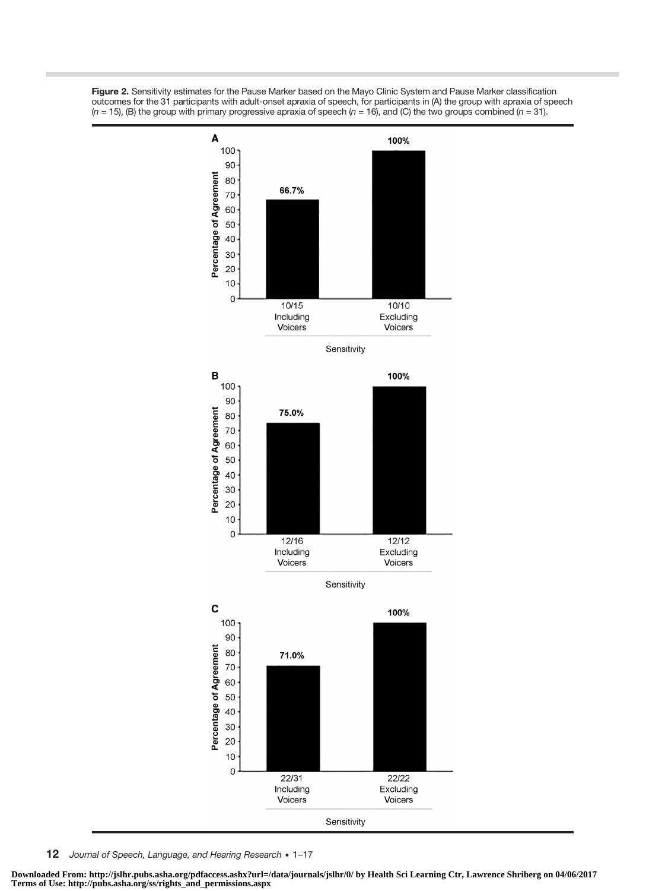**Figure 2.** Sensitivity estimates for the Pause Marker based on the Mayo Clinic System and Pause Marker classification outcomes for the 31 participants with adult-onset apraxia of speech, for participants in (A) the group with apraxia of speech ($n$ = 15), (B) the group with primary progressive apraxia of speech ($n$ = 16), and (C) the two groups combined ($n$ = 31).

**A**

| Sensitivity | Percentage of Agreement |
| --- | --- |
| 10/15 Including Voicers | 66.7% |
| 10/10 Excluding Voicers | 100% |

**B**

| Sensitivity | Percentage of Agreement |
| --- | --- |
| 12/16 Including Voicers | 75.0% |
| 12/12 Excluding Voicers | 100% |

**C**

| Sensitivity | Percentage of Agreement |
| --- | --- |
| 22/31 Including Voicers | 71.0% |
| 22/22 Excluding Voicers | 100% |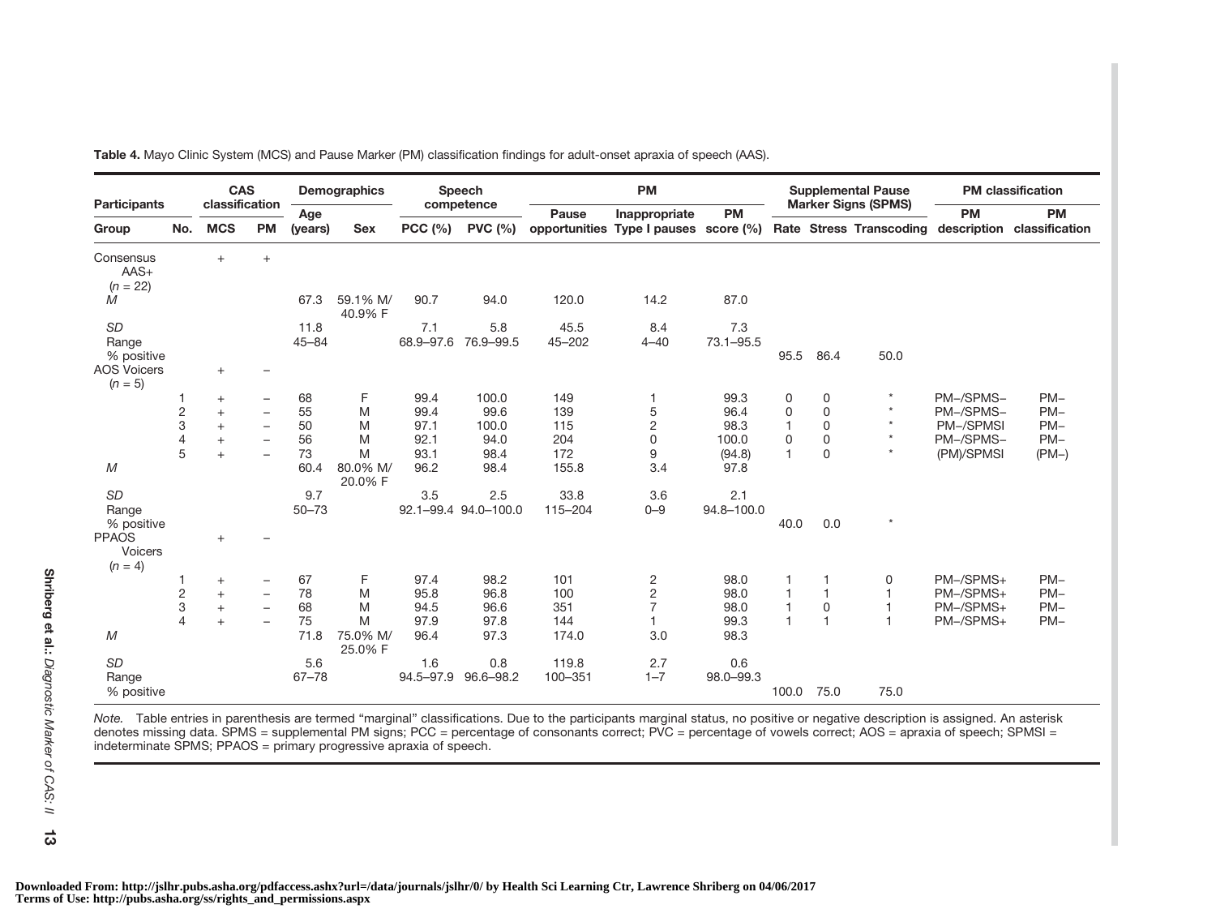**Table 4.** Mayo Clinic System (MCS) and Pause Marker (PM) classification findings for adult-onset apraxia of speech (AAS).

| Participants | | CAS classification | | Demographics | | Speech competence | | PM | | | Supplemental Pause Marker Signs (SPMS) | | | PM classification | |
|---|---|---|---|---|---|---|---|---|---|---|---|---|---|---|---|
| Group | No. | MCS | PM | Age (years) | Sex | PCC (%) | PVC (%) | Pause opportunities | Inappropriate Type I pauses | PM score (%) | Rate | Stress | Transcoding | PM description | PM classification |
| Consensus AAS+ ($n$ = 22) | | + | + | | | | | | | | | | | | |
| *M* | | | | 67.3 | 59.1% M/ 40.9% F | 90.7 | 94.0 | 120.0 | 14.2 | 87.0 | | | | | |
| *SD* | | | | 11.8 | | 7.1 | 5.8 | 45.5 | 8.4 | 7.3 | | | | | |
| Range | | | | 45–84 | | 68.9–97.6 | 76.9–99.5 | 45–202 | 4–40 | 73.1–95.5 | | | | | |
| % positive | | | | | | | | | | | 95.5 | 86.4 | 50.0 | | |
| AOS Voicers ($n$ = 5) | | + | – | | | | | | | | | | | | |
| | 1 | + | – | 68 | F | 99.4 | 100.0 | 149 | 1 | 99.3 | 0 | 0 | * | PM–/SPMS– | PM– |
| | 2 | + | – | 55 | M | 99.4 | 99.6 | 139 | 5 | 96.4 | 0 | 0 | * | PM–/SPMS– | PM– |
| | 3 | + | – | 50 | M | 97.1 | 100.0 | 115 | 2 | 98.3 | 1 | 0 | * | PM–/SPMSI | PM– |
| | 4 | + | – | 56 | M | 92.1 | 94.0 | 204 | 0 | 100.0 | 0 | 0 | * | PM–/SPMS– | PM– |
| | 5 | + | – | 73 | M | 93.1 | 98.4 | 172 | 9 | (94.8) | 1 | 0 | * | (PM)/SPMSI | (PM–) |
| *M* | | | | 60.4 | 80.0% M/ 20.0% F | 96.2 | 98.4 | 155.8 | 3.4 | 97.8 | | | | | |
| *SD* | | | | 9.7 | | 3.5 | 2.5 | 33.8 | 3.6 | 2.1 | | | | | |
| Range | | | | 50–73 | | 92.1–99.4 | 94.0–100.0 | 115–204 | 0–9 | 94.8–100.0 | | | | | |
| % positive | | | | | | | | | | | 40.0 | 0.0 | * | | |
| PPAOS Voicers ($n$ = 4) | | + | – | | | | | | | | | | | | |
| | 1 | + | – | 67 | F | 97.4 | 98.2 | 101 | 2 | 98.0 | 1 | 1 | 0 | PM–/SPMS+ | PM– |
| | 2 | + | – | 78 | M | 95.8 | 96.8 | 100 | 2 | 98.0 | 1 | 1 | 1 | PM–/SPMS+ | PM– |
| | 3 | + | – | 68 | M | 94.5 | 96.6 | 351 | 7 | 98.0 | 1 | 0 | 1 | PM–/SPMS+ | PM– |
| | 4 | + | – | 75 | M | 97.9 | 97.8 | 144 | 1 | 99.3 | 1 | 1 | 1 | PM–/SPMS+ | PM– |
| *M* | | | | 71.8 | 75.0% M/ 25.0% F | 96.4 | 97.3 | 174.0 | 3.0 | 98.3 | | | | | |
| *SD* | | | | 5.6 | | 1.6 | 0.8 | 119.8 | 2.7 | 0.6 | | | | | |
| Range | | | | 67–78 | | 94.5–97.9 | 96.6–98.2 | 100–351 | 1–7 | 98.0–99.3 | | | | | |
| % positive | | | | | | | | | | | 100.0 | 75.0 | 75.0 | | |

*Note.* Table entries in parenthesis are termed "marginal" classifications. Due to the participants marginal status, no positive or negative description is assigned. An asterisk denotes missing data. SPMS = supplemental PM signs; PCC = percentage of consonants correct; PVC = percentage of vowels correct; AOS = apraxia of speech; SPMSI = indeterminate SPMS; PPAOS = primary progressive apraxia of speech.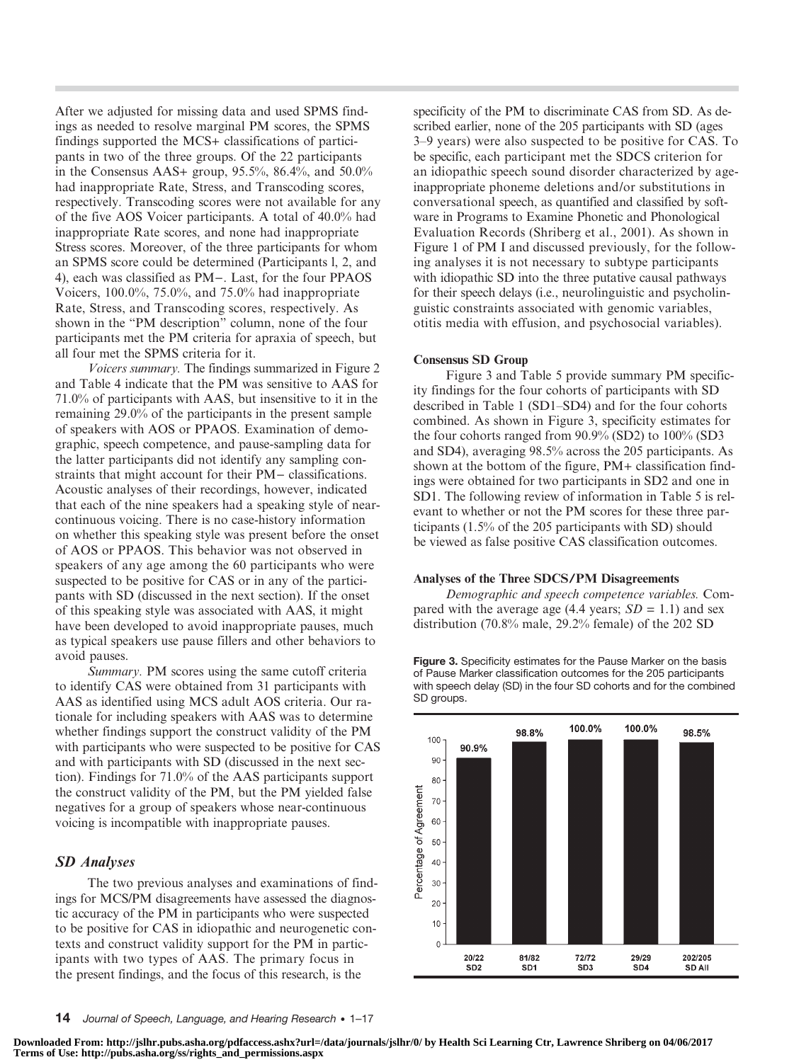After we adjusted for missing data and used SPMS findings as needed to resolve marginal PM scores, the SPMS findings supported the MCS+ classifications of participants in two of the three groups. Of the 22 participants in the Consensus AAS+ group, 95.5%, 86.4%, and 50.0% had inappropriate Rate, Stress, and Transcoding scores, respectively. Transcoding scores were not available for any of the five AOS Voicer participants. A total of 40.0% had inappropriate Rate scores, and none had inappropriate Stress scores. Moreover, of the three participants for whom an SPMS score could be determined (Participants l, 2, and 4), each was classified as PM−. Last, for the four PPAOS Voicers, 100.0%, 75.0%, and 75.0% had inappropriate Rate, Stress, and Transcoding scores, respectively. As shown in the "PM description" column, none of the four participants met the PM criteria for apraxia of speech, but all four met the SPMS criteria for it.

*Voicers summary.* The findings summarized in Figure 2 and Table 4 indicate that the PM was sensitive to AAS for 71.0% of participants with AAS, but insensitive to it in the remaining 29.0% of the participants in the present sample of speakers with AOS or PPAOS. Examination of demographic, speech competence, and pause-sampling data for the latter participants did not identify any sampling constraints that might account for their PM− classifications. Acoustic analyses of their recordings, however, indicated that each of the nine speakers had a speaking style of near-continuous voicing. There is no case-history information on whether this speaking style was present before the onset of AOS or PPAOS. This behavior was not observed in speakers of any age among the 60 participants who were suspected to be positive for CAS or in any of the participants with SD (discussed in the next section). If the onset of this speaking style was associated with AAS, it might have been developed to avoid inappropriate pauses, much as typical speakers use pause fillers and other behaviors to avoid pauses.

*Summary.* PM scores using the same cutoff criteria to identify CAS were obtained from 31 participants with AAS as identified using MCS adult AOS criteria. Our rationale for including speakers with AAS was to determine whether findings support the construct validity of the PM with participants who were suspected to be positive for CAS and with participants with SD (discussed in the next section). Findings for 71.0% of the AAS participants support the construct validity of the PM, but the PM yielded false negatives for a group of speakers whose near-continuous voicing is incompatible with inappropriate pauses.

## SD Analyses

The two previous analyses and examinations of findings for MCS/PM disagreements have assessed the diagnostic accuracy of the PM in participants who were suspected to be positive for CAS in idiopathic and neurogenetic contexts and construct validity support for the PM in participants with two types of AAS. The primary focus in the present findings, and the focus of this research, is the specificity of the PM to discriminate CAS from SD. As described earlier, none of the 205 participants with SD (ages 3–9 years) were also suspected to be positive for CAS. To be specific, each participant met the SDCS criterion for an idiopathic speech sound disorder characterized by age-inappropriate phoneme deletions and/or substitutions in conversational speech, as quantified and classified by software in Programs to Examine Phonetic and Phonological Evaluation Records (Shriberg et al., 2001). As shown in Figure 1 of PM I and discussed previously, for the following analyses it is not necessary to subtype participants with idiopathic SD into the three putative causal pathways for their speech delays (i.e., neurolinguistic and psycholinguistic constraints associated with genomic variables, otitis media with effusion, and psychosocial variables).

### Consensus SD Group

Figure 3 and Table 5 provide summary PM specificity findings for the four cohorts of participants with SD described in Table 1 (SD1–SD4) and for the four cohorts combined. As shown in Figure 3, specificity estimates for the four cohorts ranged from 90.9% (SD2) to 100% (SD3 and SD4), averaging 98.5% across the 205 participants. As shown at the bottom of the figure, PM+ classification findings were obtained for two participants in SD2 and one in SD1. The following review of information in Table 5 is relevant to whether or not the PM scores for these three participants (1.5% of the 205 participants with SD) should be viewed as false positive CAS classification outcomes.

### Analyses of the Three SDCS/PM Disagreements

*Demographic and speech competence variables.* Compared with the average age (4.4 years; $SD = 1.1$) and sex distribution (70.8% male, 29.2% female) of the 202 SD

**Figure 3.** Specificity estimates for the Pause Marker on the basis of Pause Marker classification outcomes for the 205 participants with speech delay (SD) in the four SD cohorts and for the combined SD groups.

| Group | Agreement | Percentage of Agreement |
|---|---|---|
| SD2 | 20/22 | 90.9% |
| SD1 | 81/82 | 98.8% |
| SD3 | 72/72 | 100.0% |
| SD4 | 29/29 | 100.0% |
| SD All | 202/205 | 98.5% |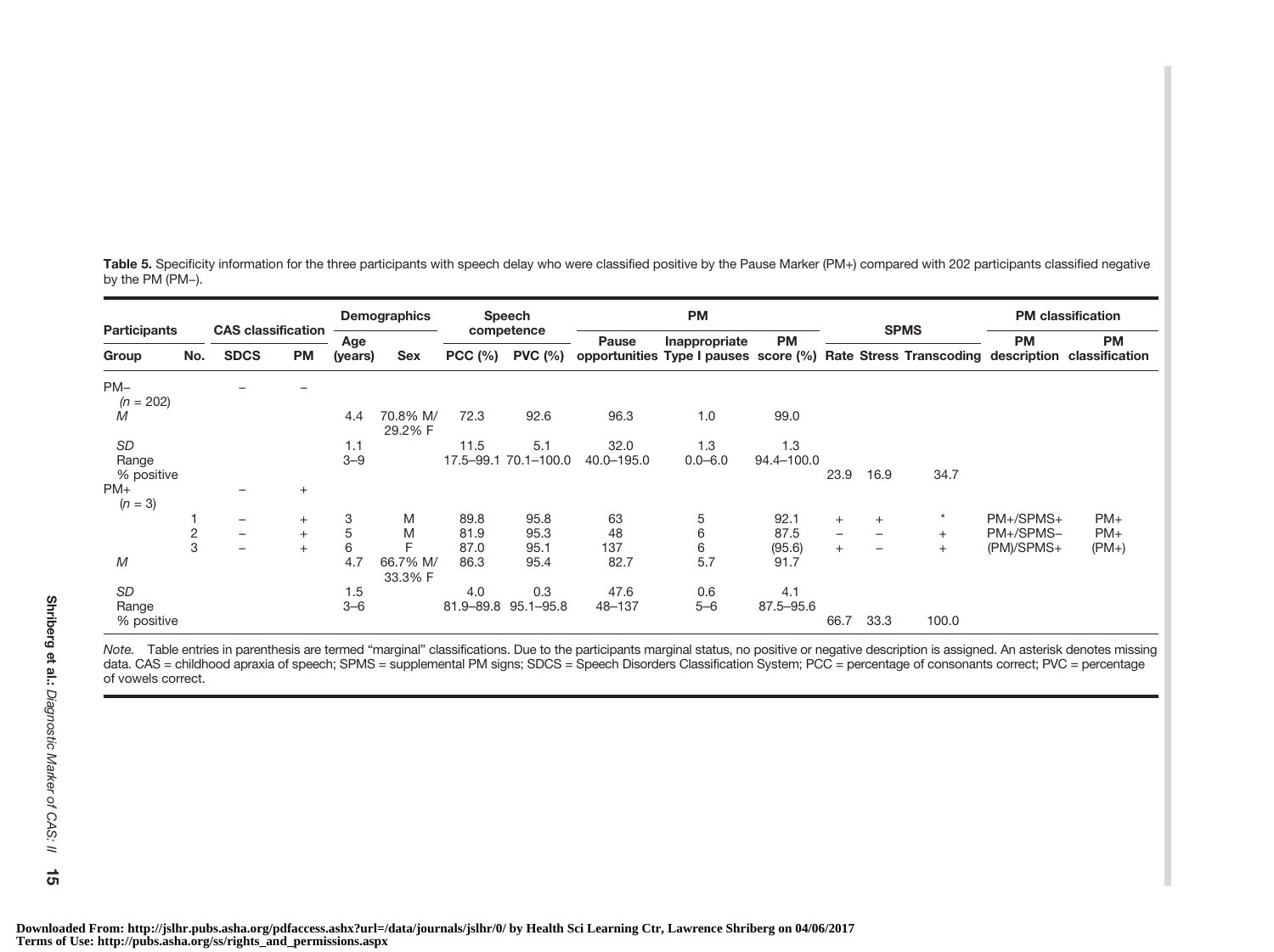**Table 5.** Specificity information for the three participants with speech delay who were classified positive by the Pause Marker (PM+) compared with 202 participants classified negative by the PM (PM–).

| Participants | | CAS classification | | Demographics | | Speech competence | | PM | | | SPMS | | | PM classification | |
|---|---|---|---|---|---|---|---|---|---|---|---|---|---|---|---|
| Group | No. | SDCS | PM | Age (years) | Sex | PCC (%) | PVC (%) | Pause opportunities | Inappropriate Type I pauses | PM score (%) | Rate | Stress | Transcoding | PM description | PM classification |
| PM– ($n$ = 202) | | – | – | | | | | | | | | | | | |
| *M* | | | | 4.4 | 70.8% M/ 29.2% F | 72.3 | 92.6 | 96.3 | 1.0 | 99.0 | | | | | |
| *SD* | | | | 1.1 | | 11.5 | 5.1 | 32.0 | 1.3 | 1.3 | | | | | |
| Range | | | | 3–9 | | 17.5–99.1 | 70.1–100.0 | 40.0–195.0 | 0.0–6.0 | 94.4–100.0 | | | | | |
| % positive | | | | | | | | | | | 23.9 | 16.9 | 34.7 | | |
| PM+ ($n$ = 3) | | – | + | | | | | | | | | | | | |
| | 1 | – | + | 3 | M | 89.8 | 95.8 | 63 | 5 | 92.1 | + | + | * | PM+/SPMS+ | PM+ |
| | 2 | – | + | 5 | M | 81.9 | 95.3 | 48 | 6 | 87.5 | – | – | + | PM+/SPMS– | PM+ |
| | 3 | – | + | 6 | F | 87.0 | 95.1 | 137 | 6 | (95.6) | + | – | + | (PM)/SPMS+ | (PM+) |
| *M* | | | | 4.7 | 66.7% M/ 33.3% F | 86.3 | 95.4 | 82.7 | 5.7 | 91.7 | | | | | |
| *SD* | | | | 1.5 | | 4.0 | 0.3 | 47.6 | 0.6 | 4.1 | | | | | |
| Range | | | | 3–6 | | 81.9–89.8 | 95.1–95.8 | 48–137 | 5–6 | 87.5–95.6 | | | | | |
| % positive | | | | | | | | | | | 66.7 | 33.3 | 100.0 | | |

*Note.* Table entries in parenthesis are termed "marginal" classifications. Due to the participants marginal status, no positive or negative description is assigned. An asterisk denotes missing data. CAS = childhood apraxia of speech; SPMS = supplemental PM signs; SDCS = Speech Disorders Classification System; PCC = percentage of consonants correct; PVC = percentage of vowels correct.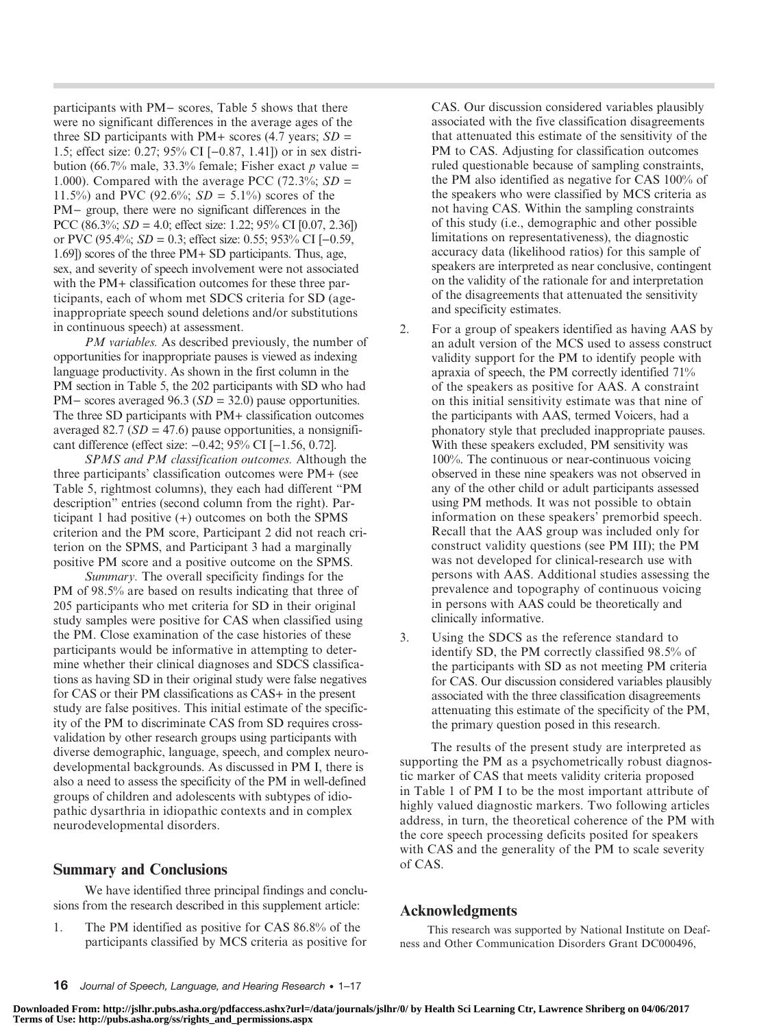participants with PM− scores, Table 5 shows that there were no significant differences in the average ages of the three SD participants with PM+ scores (4.7 years; *SD* = 1.5; effect size: 0.27; 95% CI [−0.87, 1.41]) or in sex distribution (66.7% male, 33.3% female; Fisher exact *p* value = 1.000). Compared with the average PCC (72.3%; *SD* = 11.5%) and PVC (92.6%; *SD* = 5.1%) scores of the PM− group, there were no significant differences in the PCC (86.3%; *SD* = 4.0; effect size: 1.22; 95% CI [0.07, 2.36]) or PVC (95.4%; *SD* = 0.3; effect size: 0.55; 953% CI [−0.59, 1.69]) scores of the three PM+ SD participants. Thus, age, sex, and severity of speech involvement were not associated with the PM+ classification outcomes for these three participants, each of whom met SDCS criteria for SD (age-inappropriate speech sound deletions and/or substitutions in continuous speech) at assessment.

*PM variables.* As described previously, the number of opportunities for inappropriate pauses is viewed as indexing language productivity. As shown in the first column in the PM section in Table 5, the 202 participants with SD who had PM− scores averaged 96.3 (*SD* = 32.0) pause opportunities. The three SD participants with PM+ classification outcomes averaged 82.7 (*SD* = 47.6) pause opportunities, a nonsignificant difference (effect size: −0.42; 95% CI [−1.56, 0.72].

*SPMS and PM classification outcomes.* Although the three participants' classification outcomes were PM+ (see Table 5, rightmost columns), they each had different "PM description" entries (second column from the right). Participant 1 had positive (+) outcomes on both the SPMS criterion and the PM score, Participant 2 did not reach criterion on the SPMS, and Participant 3 had a marginally positive PM score and a positive outcome on the SPMS.

*Summary.* The overall specificity findings for the PM of 98.5% are based on results indicating that three of 205 participants who met criteria for SD in their original study samples were positive for CAS when classified using the PM. Close examination of the case histories of these participants would be informative in attempting to determine whether their clinical diagnoses and SDCS classifications as having SD in their original study were false negatives for CAS or their PM classifications as CAS+ in the present study are false positives. This initial estimate of the specificity of the PM to discriminate CAS from SD requires cross-validation by other research groups using participants with diverse demographic, language, speech, and complex neurodevelopmental backgrounds. As discussed in PM I, there is also a need to assess the specificity of the PM in well-defined groups of children and adolescents with subtypes of idiopathic dysarthria in idiopathic contexts and in complex neurodevelopmental disorders.

## Summary and Conclusions

We have identified three principal findings and conclusions from the research described in this supplement article:

1. The PM identified as positive for CAS 86.8% of the participants classified by MCS criteria as positive for CAS. Our discussion considered variables plausibly associated with the five classification disagreements that attenuated this estimate of the sensitivity of the PM to CAS. Adjusting for classification outcomes ruled questionable because of sampling constraints, the PM also identified as negative for CAS 100% of the speakers who were classified by MCS criteria as not having CAS. Within the sampling constraints of this study (i.e., demographic and other possible limitations on representativeness), the diagnostic accuracy data (likelihood ratios) for this sample of speakers are interpreted as near conclusive, contingent on the validity of the rationale for and interpretation of the disagreements that attenuated the sensitivity and specificity estimates.
2. For a group of speakers identified as having AAS by an adult version of the MCS used to assess construct validity support for the PM to identify people with apraxia of speech, the PM correctly identified 71% of the speakers as positive for AAS. A constraint on this initial sensitivity estimate was that nine of the participants with AAS, termed Voicers, had a phonatory style that precluded inappropriate pauses. With these speakers excluded, PM sensitivity was 100%. The continuous or near-continuous voicing observed in these nine speakers was not observed in any of the other child or adult participants assessed using PM methods. It was not possible to obtain information on these speakers' premorbid speech. Recall that the AAS group was included only for construct validity questions (see PM III); the PM was not developed for clinical-research use with persons with AAS. Additional studies assessing the prevalence and topography of continuous voicing in persons with AAS could be theoretically and clinically informative.
3. Using the SDCS as the reference standard to identify SD, the PM correctly classified 98.5% of the participants with SD as not meeting PM criteria for CAS. Our discussion considered variables plausibly associated with the three classification disagreements attenuating this estimate of the specificity of the PM, the primary question posed in this research.

The results of the present study are interpreted as supporting the PM as a psychometrically robust diagnostic marker of CAS that meets validity criteria proposed in Table 1 of PM I to be the most important attribute of highly valued diagnostic markers. Two following articles address, in turn, the theoretical coherence of the PM with the core speech processing deficits posited for speakers with CAS and the generality of the PM to scale severity of CAS.

## Acknowledgments

This research was supported by National Institute on Deafness and Other Communication Disorders Grant DC000496,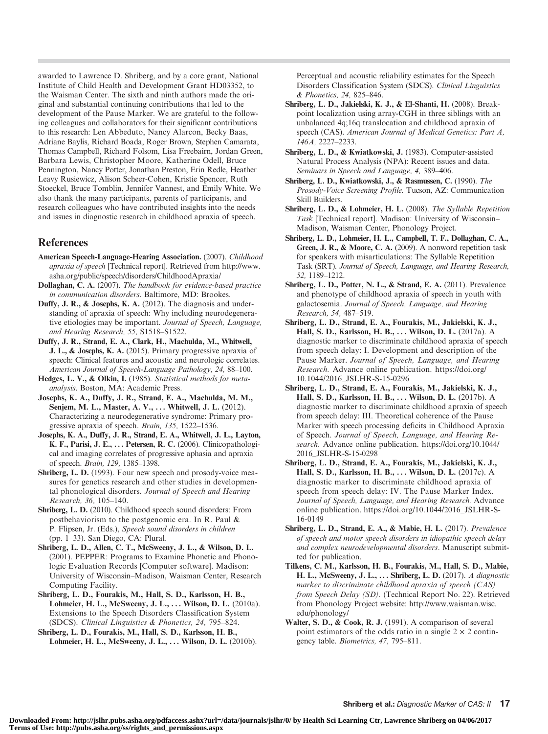awarded to Lawrence D. Shriberg, and by a core grant, National Institute of Child Health and Development Grant HD03352, to the Waisman Center. The sixth and ninth authors made the original and substantial continuing contributions that led to the development of the Pause Marker. We are grateful to the following colleagues and collaborators for their significant contributions to this research: Len Abbeduto, Nancy Alarcon, Becky Baas, Adriane Baylis, Richard Boada, Roger Brown, Stephen Camarata, Thomas Campbell, Richard Folsom, Lisa Freebairn, Jordan Green, Barbara Lewis, Christopher Moore, Katherine Odell, Bruce Pennington, Nancy Potter, Jonathan Preston, Erin Redle, Heather Leavy Rusiewicz, Alison Scheer-Cohen, Kristie Spencer, Ruth Stoeckel, Bruce Tomblin, Jennifer Vannest, and Emily White. We also thank the many participants, parents of participants, and research colleagues who have contributed insights into the needs and issues in diagnostic research in childhood apraxia of speech.

## References

**American Speech-Language-Hearing Association.** (2007). *Childhood apraxia of speech* [Technical report]. Retrieved from http://www.asha.org/public/speech/disorders/ChildhoodApraxia/

**Dollaghan, C. A.** (2007). *The handbook for evidence-based practice in communication disorders*. Baltimore, MD: Brookes.

**Duffy, J. R., & Josephs, K. A.** (2012). The diagnosis and understanding of apraxia of speech: Why including neurodegenerative etiologies may be important. *Journal of Speech, Language, and Hearing Research, 55,* S1518–S1522.

**Duffy, J. R., Strand, E. A., Clark, H., Machulda, M., Whitwell, J. L., & Josephs, K. A.** (2015). Primary progressive apraxia of speech: Clinical features and acoustic and neurologic correlates. *American Journal of Speech-Language Pathology, 24,* 88–100.

**Hedges, L. V., & Olkin, I.** (1985). *Statistical methods for meta-analysis*. Boston, MA: Academic Press.

**Josephs, K. A., Duffy, J. R., Strand, E. A., Machulda, M. M., Senjem, M. L., Master, A. V., . . . Whitwell, J. L.** (2012). Characterizing a neurodegenerative syndrome: Primary progressive apraxia of speech. *Brain, 135,* 1522–1536.

**Josephs, K. A., Duffy, J. R., Strand, E. A., Whitwell, J. L., Layton, K. F., Parisi, J. E., . . . Petersen, R. C.** (2006). Clinicopathological and imaging correlates of progressive aphasia and apraxia of speech. *Brain, 129,* 1385–1398.

**Shriberg, L. D.** (1993). Four new speech and prosody-voice measures for genetics research and other studies in developmental phonological disorders. *Journal of Speech and Hearing Research, 36,* 105–140.

**Shriberg, L. D.** (2010). Childhood speech sound disorders: From postbehaviorism to the postgenomic era. In R. Paul & P. Flipsen, Jr. (Eds.), *Speech sound disorders in children* (pp. 1–33). San Diego, CA: Plural.

**Shriberg, L. D., Allen, C. T., McSweeny, J. L., & Wilson, D. L.** (2001). PEPPER: Programs to Examine Phonetic and Phonologic Evaluation Records [Computer software]. Madison: University of Wisconsin–Madison, Waisman Center, Research Computing Facility.

**Shriberg, L. D., Fourakis, M., Hall, S. D., Karlsson, H. B., Lohmeier, H. L., McSweeny, J. L., . . . Wilson, D. L.** (2010a). Extensions to the Speech Disorders Classification System (SDCS). *Clinical Linguistics & Phonetics, 24,* 795–824.

**Shriberg, L. D., Fourakis, M., Hall, S. D., Karlsson, H. B., Lohmeier, H. L., McSweeny, J. L., . . . Wilson, D. L.** (2010b). Perceptual and acoustic reliability estimates for the Speech Disorders Classification System (SDCS). *Clinical Linguistics & Phonetics, 24,* 825–846.

**Shriberg, L. D., Jakielski, K. J., & El-Shanti, H.** (2008). Breakpoint localization using array-CGH in three siblings with an unbalanced 4q;16q translocation and childhood apraxia of speech (CAS). *American Journal of Medical Genetics: Part A, 146A,* 2227–2233.

**Shriberg, L. D., & Kwiatkowski, J.** (1983). Computer-assisted Natural Process Analysis (NPA): Recent issues and data. *Seminars in Speech and Language, 4,* 389–406.

**Shriberg, L. D., Kwiatkowski, J., & Rasmussen, C.** (1990). *The Prosody-Voice Screening Profile.* Tucson, AZ: Communication Skill Builders.

**Shriberg, L. D., & Lohmeier, H. L.** (2008). *The Syllable Repetition Task* [Technical report]. Madison: University of Wisconsin–Madison, Waisman Center, Phonology Project.

**Shriberg, L. D., Lohmeier, H. L., Campbell, T. F., Dollaghan, C. A., Green, J. R., & Moore, C. A.** (2009). A nonword repetition task for speakers with misarticulations: The Syllable Repetition Task (SRT). *Journal of Speech, Language, and Hearing Research, 52,* 1189–1212.

**Shriberg, L. D., Potter, N. L., & Strand, E. A.** (2011). Prevalence and phenotype of childhood apraxia of speech in youth with galactosemia. *Journal of Speech, Language, and Hearing Research, 54,* 487–519.

**Shriberg, L. D., Strand, E. A., Fourakis, M., Jakielski, K. J., Hall, S. D., Karlsson, H. B., . . . Wilson, D. L.** (2017a). A diagnostic marker to discriminate childhood apraxia of speech from speech delay: I. Development and description of the Pause Marker. *Journal of Speech, Language, and Hearing Research.* Advance online publication. https://doi.org/10.1044/2016_JSLHR-S-15-0296

**Shriberg, L. D., Strand, E. A., Fourakis, M., Jakielski, K. J., Hall, S. D., Karlsson, H. B., . . . Wilson, D. L.** (2017b). A diagnostic marker to discriminate childhood apraxia of speech from speech delay: III. Theoretical coherence of the Pause Marker with speech processing deficits in Childhood Apraxia of Speech. *Journal of Speech, Language, and Hearing Research.* Advance online publication. https://doi.org/10.1044/2016_JSLHR-S-15-0298

**Shriberg, L. D., Strand, E. A., Fourakis, M., Jakielski, K. J., Hall, S. D., Karlsson, H. B., . . . Wilson, D. L.** (2017c). A diagnostic marker to discriminate childhood apraxia of speech from speech delay: IV. The Pause Marker Index. *Journal of Speech, Language, and Hearing Research.* Advance online publication. https://doi.org/10.1044/2016_JSLHR-S-16-0149

**Shriberg, L. D., Strand, E. A., & Mabie, H. L.** (2017). *Prevalence of speech and motor speech disorders in idiopathic speech delay and complex neurodevelopmental disorders*. Manuscript submitted for publication.

**Tilkens, C. M., Karlsson, H. B., Fourakis, M., Hall, S. D., Mabie, H. L., McSweeny, J. L., . . . Shriberg, L. D.** (2017). *A diagnostic marker to discriminate childhood apraxia of speech (CAS) from Speech Delay (SD)*. (Technical Report No. 22). Retrieved from Phonology Project website: http://www.waisman.wisc.edu/phonology/

**Walter, S. D., & Cook, R. J.** (1991). A comparison of several point estimators of the odds ratio in a single $2 \times 2$ contingency table. *Biometrics, 47,* 795–811.